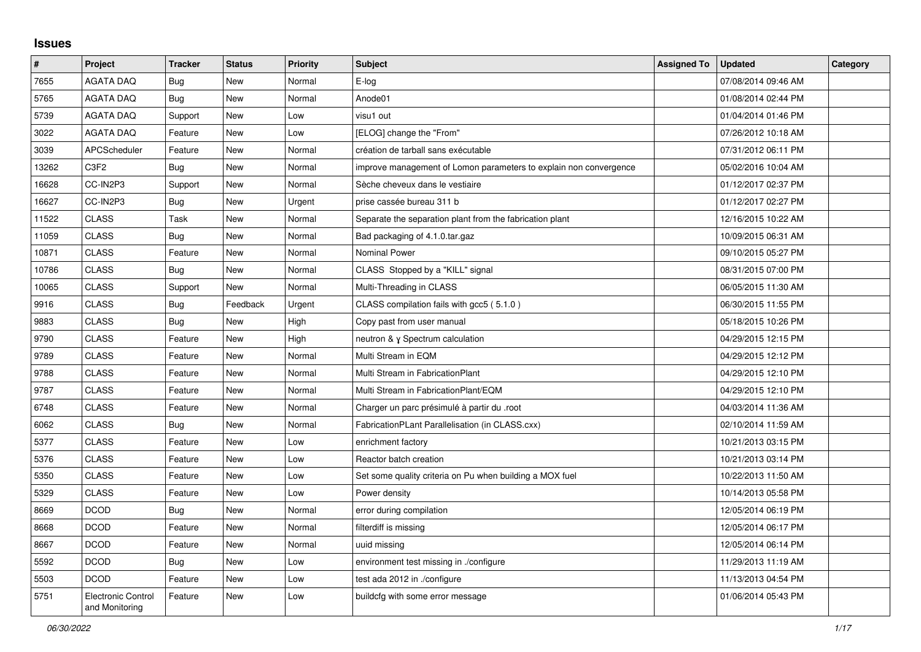# Issues

| # | Project | Tracker | Status | Priority | Subject | Assigned To | Updated | Category |
|---|---|---|---|---|---|---|---|---|
| 7655 | AGATA DAQ | Bug | New | Normal | E-log | | 07/08/2014 09:46 AM | |
| 5765 | AGATA DAQ | Bug | New | Normal | Anode01 | | 01/08/2014 02:44 PM | |
| 5739 | AGATA DAQ | Support | New | Low | visu1 out | | 01/04/2014 01:46 PM | |
| 3022 | AGATA DAQ | Feature | New | Low | [ELOG] change the "From" | | 07/26/2012 10:18 AM | |
| 3039 | APCScheduler | Feature | New | Normal | création de tarball sans exécutable | | 07/31/2012 06:11 PM | |
| 13262 | C3F2 | Bug | New | Normal | improve management of Lomon parameters to explain non convergence | | 05/02/2016 10:04 AM | |
| 16628 | CC-IN2P3 | Support | New | Normal | Sèche cheveux dans le vestiaire | | 01/12/2017 02:37 PM | |
| 16627 | CC-IN2P3 | Bug | New | Urgent | prise cassée bureau 311 b | | 01/12/2017 02:27 PM | |
| 11522 | CLASS | Task | New | Normal | Separate the separation plant from the fabrication plant | | 12/16/2015 10:22 AM | |
| 11059 | CLASS | Bug | New | Normal | Bad packaging of 4.1.0.tar.gaz | | 10/09/2015 06:31 AM | |
| 10871 | CLASS | Feature | New | Normal | Nominal Power | | 09/10/2015 05:27 PM | |
| 10786 | CLASS | Bug | New | Normal | CLASS Stopped by a "KILL" signal | | 08/31/2015 07:00 PM | |
| 10065 | CLASS | Support | New | Normal | Multi-Threading in CLASS | | 06/05/2015 11:30 AM | |
| 9916 | CLASS | Bug | Feedback | Urgent | CLASS compilation fails with gcc5 ( 5.1.0 ) | | 06/30/2015 11:55 PM | |
| 9883 | CLASS | Bug | New | High | Copy past from user manual | | 05/18/2015 10:26 PM | |
| 9790 | CLASS | Feature | New | High | neutron & γ Spectrum calculation | | 04/29/2015 12:15 PM | |
| 9789 | CLASS | Feature | New | Normal | Multi Stream in EQM | | 04/29/2015 12:12 PM | |
| 9788 | CLASS | Feature | New | Normal | Multi Stream in FabricationPlant | | 04/29/2015 12:10 PM | |
| 9787 | CLASS | Feature | New | Normal | Multi Stream in FabricationPlant/EQM | | 04/29/2015 12:10 PM | |
| 6748 | CLASS | Feature | New | Normal | Charger un parc présimulé à partir du .root | | 04/03/2014 11:36 AM | |
| 6062 | CLASS | Bug | New | Normal | FabricationPLant Parallelisation (in CLASS.cxx) | | 02/10/2014 11:59 AM | |
| 5377 | CLASS | Feature | New | Low | enrichment factory | | 10/21/2013 03:15 PM | |
| 5376 | CLASS | Feature | New | Low | Reactor batch creation | | 10/21/2013 03:14 PM | |
| 5350 | CLASS | Feature | New | Low | Set some quality criteria on Pu when building a MOX fuel | | 10/22/2013 11:50 AM | |
| 5329 | CLASS | Feature | New | Low | Power density | | 10/14/2013 05:58 PM | |
| 8669 | DCOD | Bug | New | Normal | error during compilation | | 12/05/2014 06:19 PM | |
| 8668 | DCOD | Feature | New | Normal | filterdiff is missing | | 12/05/2014 06:17 PM | |
| 8667 | DCOD | Feature | New | Normal | uuid missing | | 12/05/2014 06:14 PM | |
| 5592 | DCOD | Bug | New | Low | environment test missing in ./configure | | 11/29/2013 11:19 AM | |
| 5503 | DCOD | Feature | New | Low | test ada 2012 in ./configure | | 11/13/2013 04:54 PM | |
| 5751 | Electronic Control and Monitoring | Feature | New | Low | buildcfg with some error message | | 01/06/2014 05:43 PM | |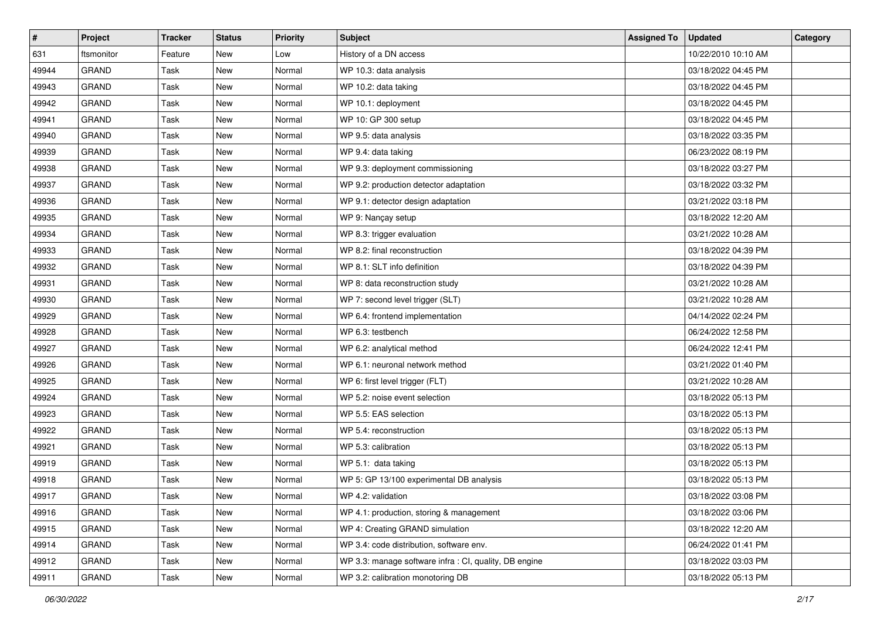| # | Project | Tracker | Status | Priority | Subject | Assigned To | Updated | Category |
|---|---|---|---|---|---|---|---|---|
| 631 | ftsmonitor | Feature | New | Low | History of a DN access | | 10/22/2010 10:10 AM | |
| 49944 | GRAND | Task | New | Normal | WP 10.3: data analysis | | 03/18/2022 04:45 PM | |
| 49943 | GRAND | Task | New | Normal | WP 10.2: data taking | | 03/18/2022 04:45 PM | |
| 49942 | GRAND | Task | New | Normal | WP 10.1: deployment | | 03/18/2022 04:45 PM | |
| 49941 | GRAND | Task | New | Normal | WP 10: GP 300 setup | | 03/18/2022 04:45 PM | |
| 49940 | GRAND | Task | New | Normal | WP 9.5: data analysis | | 03/18/2022 03:35 PM | |
| 49939 | GRAND | Task | New | Normal | WP 9.4: data taking | | 06/23/2022 08:19 PM | |
| 49938 | GRAND | Task | New | Normal | WP 9.3: deployment commissioning | | 03/18/2022 03:27 PM | |
| 49937 | GRAND | Task | New | Normal | WP 9.2: production detector adaptation | | 03/18/2022 03:32 PM | |
| 49936 | GRAND | Task | New | Normal | WP 9.1: detector design adaptation | | 03/21/2022 03:18 PM | |
| 49935 | GRAND | Task | New | Normal | WP 9: Nançay setup | | 03/18/2022 12:20 AM | |
| 49934 | GRAND | Task | New | Normal | WP 8.3: trigger evaluation | | 03/21/2022 10:28 AM | |
| 49933 | GRAND | Task | New | Normal | WP 8.2: final reconstruction | | 03/18/2022 04:39 PM | |
| 49932 | GRAND | Task | New | Normal | WP 8.1: SLT info definition | | 03/18/2022 04:39 PM | |
| 49931 | GRAND | Task | New | Normal | WP 8: data reconstruction study | | 03/21/2022 10:28 AM | |
| 49930 | GRAND | Task | New | Normal | WP 7: second level trigger (SLT) | | 03/21/2022 10:28 AM | |
| 49929 | GRAND | Task | New | Normal | WP 6.4: frontend implementation | | 04/14/2022 02:24 PM | |
| 49928 | GRAND | Task | New | Normal | WP 6.3: testbench | | 06/24/2022 12:58 PM | |
| 49927 | GRAND | Task | New | Normal | WP 6.2: analytical method | | 06/24/2022 12:41 PM | |
| 49926 | GRAND | Task | New | Normal | WP 6.1: neuronal network method | | 03/21/2022 01:40 PM | |
| 49925 | GRAND | Task | New | Normal | WP 6: first level trigger (FLT) | | 03/21/2022 10:28 AM | |
| 49924 | GRAND | Task | New | Normal | WP 5.2: noise event selection | | 03/18/2022 05:13 PM | |
| 49923 | GRAND | Task | New | Normal | WP 5.5: EAS selection | | 03/18/2022 05:13 PM | |
| 49922 | GRAND | Task | New | Normal | WP 5.4: reconstruction | | 03/18/2022 05:13 PM | |
| 49921 | GRAND | Task | New | Normal | WP 5.3: calibration | | 03/18/2022 05:13 PM | |
| 49919 | GRAND | Task | New | Normal | WP 5.1: data taking | | 03/18/2022 05:13 PM | |
| 49918 | GRAND | Task | New | Normal | WP 5: GP 13/100 experimental DB analysis | | 03/18/2022 05:13 PM | |
| 49917 | GRAND | Task | New | Normal | WP 4.2: validation | | 03/18/2022 03:08 PM | |
| 49916 | GRAND | Task | New | Normal | WP 4.1: production, storing & management | | 03/18/2022 03:06 PM | |
| 49915 | GRAND | Task | New | Normal | WP 4: Creating GRAND simulation | | 03/18/2022 12:20 AM | |
| 49914 | GRAND | Task | New | Normal | WP 3.4: code distribution, software env. | | 06/24/2022 01:41 PM | |
| 49912 | GRAND | Task | New | Normal | WP 3.3: manage software infra : CI, quality, DB engine | | 03/18/2022 03:03 PM | |
| 49911 | GRAND | Task | New | Normal | WP 3.2: calibration monotoring DB | | 03/18/2022 05:13 PM | |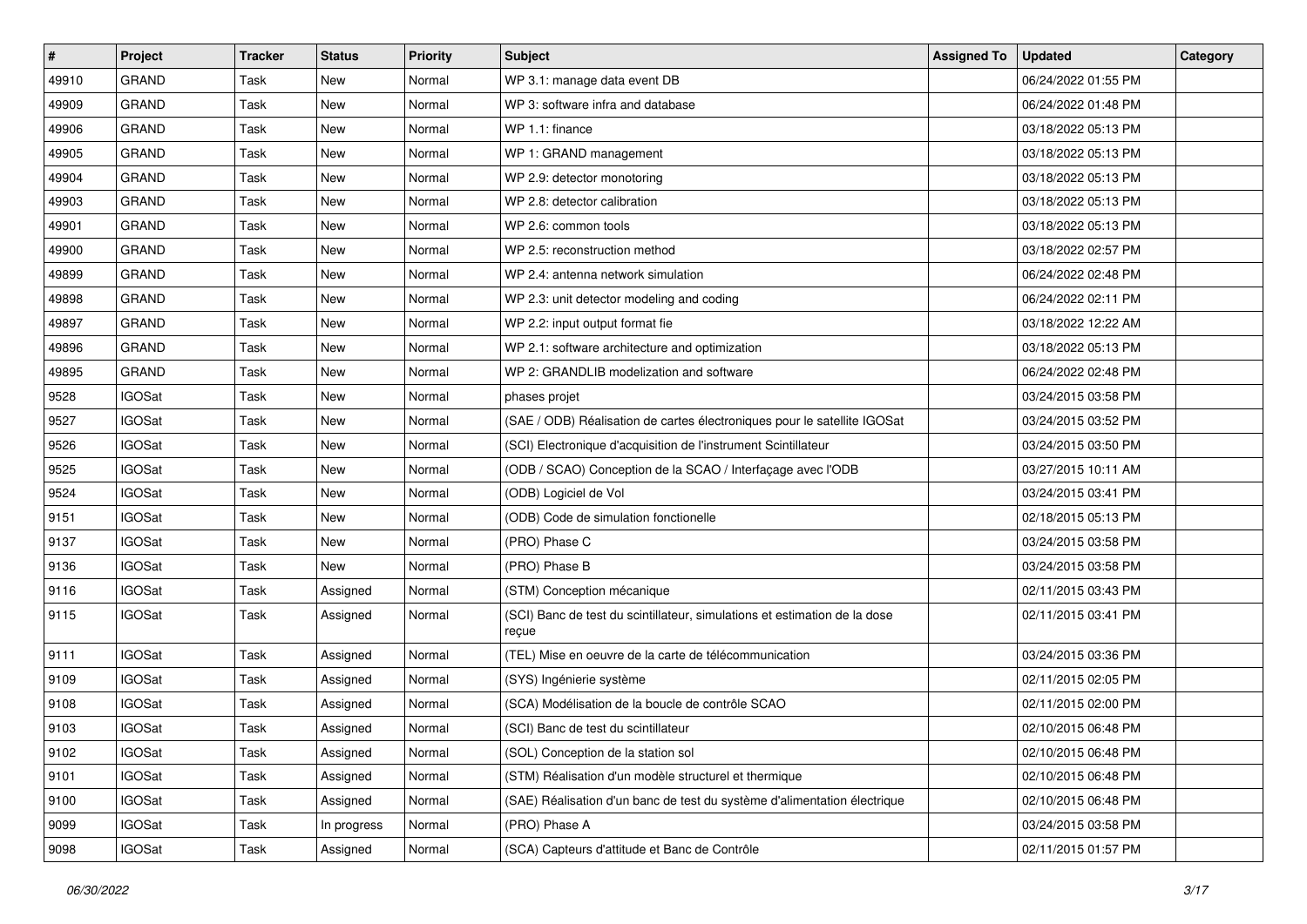| # | Project | Tracker | Status | Priority | Subject | Assigned To | Updated | Category |
|---|---|---|---|---|---|---|---|---|
| 49910 | GRAND | Task | New | Normal | WP 3.1: manage data event DB | | 06/24/2022 01:55 PM | |
| 49909 | GRAND | Task | New | Normal | WP 3: software infra and database | | 06/24/2022 01:48 PM | |
| 49906 | GRAND | Task | New | Normal | WP 1.1: finance | | 03/18/2022 05:13 PM | |
| 49905 | GRAND | Task | New | Normal | WP 1: GRAND management | | 03/18/2022 05:13 PM | |
| 49904 | GRAND | Task | New | Normal | WP 2.9: detector monotoring | | 03/18/2022 05:13 PM | |
| 49903 | GRAND | Task | New | Normal | WP 2.8: detector calibration | | 03/18/2022 05:13 PM | |
| 49901 | GRAND | Task | New | Normal | WP 2.6: common tools | | 03/18/2022 05:13 PM | |
| 49900 | GRAND | Task | New | Normal | WP 2.5: reconstruction method | | 03/18/2022 02:57 PM | |
| 49899 | GRAND | Task | New | Normal | WP 2.4: antenna network simulation | | 06/24/2022 02:48 PM | |
| 49898 | GRAND | Task | New | Normal | WP 2.3: unit detector modeling and coding | | 06/24/2022 02:11 PM | |
| 49897 | GRAND | Task | New | Normal | WP 2.2: input output format fie | | 03/18/2022 12:22 AM | |
| 49896 | GRAND | Task | New | Normal | WP 2.1: software architecture and optimization | | 03/18/2022 05:13 PM | |
| 49895 | GRAND | Task | New | Normal | WP 2: GRANDLIB modelization and software | | 06/24/2022 02:48 PM | |
| 9528 | IGOSat | Task | New | Normal | phases projet | | 03/24/2015 03:58 PM | |
| 9527 | IGOSat | Task | New | Normal | (SAE / ODB) Réalisation de cartes électroniques pour le satellite IGOSat | | 03/24/2015 03:52 PM | |
| 9526 | IGOSat | Task | New | Normal | (SCI) Electronique d'acquisition de l'instrument Scintillateur | | 03/24/2015 03:50 PM | |
| 9525 | IGOSat | Task | New | Normal | (ODB / SCAO) Conception de la SCAO / Interfaçage avec l'ODB | | 03/27/2015 10:11 AM | |
| 9524 | IGOSat | Task | New | Normal | (ODB) Logiciel de Vol | | 03/24/2015 03:41 PM | |
| 9151 | IGOSat | Task | New | Normal | (ODB) Code de simulation fonctionelle | | 02/18/2015 05:13 PM | |
| 9137 | IGOSat | Task | New | Normal | (PRO) Phase C | | 03/24/2015 03:58 PM | |
| 9136 | IGOSat | Task | New | Normal | (PRO) Phase B | | 03/24/2015 03:58 PM | |
| 9116 | IGOSat | Task | Assigned | Normal | (STM) Conception mécanique | | 02/11/2015 03:43 PM | |
| 9115 | IGOSat | Task | Assigned | Normal | (SCI) Banc de test du scintillateur, simulations et estimation de la dose reçue | | 02/11/2015 03:41 PM | |
| 9111 | IGOSat | Task | Assigned | Normal | (TEL) Mise en oeuvre de la carte de télécommunication | | 03/24/2015 03:36 PM | |
| 9109 | IGOSat | Task | Assigned | Normal | (SYS) Ingénierie système | | 02/11/2015 02:05 PM | |
| 9108 | IGOSat | Task | Assigned | Normal | (SCA) Modélisation de la boucle de contrôle SCAO | | 02/11/2015 02:00 PM | |
| 9103 | IGOSat | Task | Assigned | Normal | (SCI) Banc de test du scintillateur | | 02/10/2015 06:48 PM | |
| 9102 | IGOSat | Task | Assigned | Normal | (SOL) Conception de la station sol | | 02/10/2015 06:48 PM | |
| 9101 | IGOSat | Task | Assigned | Normal | (STM) Réalisation d'un modèle structurel et thermique | | 02/10/2015 06:48 PM | |
| 9100 | IGOSat | Task | Assigned | Normal | (SAE) Réalisation d'un banc de test du système d'alimentation électrique | | 02/10/2015 06:48 PM | |
| 9099 | IGOSat | Task | In progress | Normal | (PRO) Phase A | | 03/24/2015 03:58 PM | |
| 9098 | IGOSat | Task | Assigned | Normal | (SCA) Capteurs d'attitude et Banc de Contrôle | | 02/11/2015 01:57 PM | |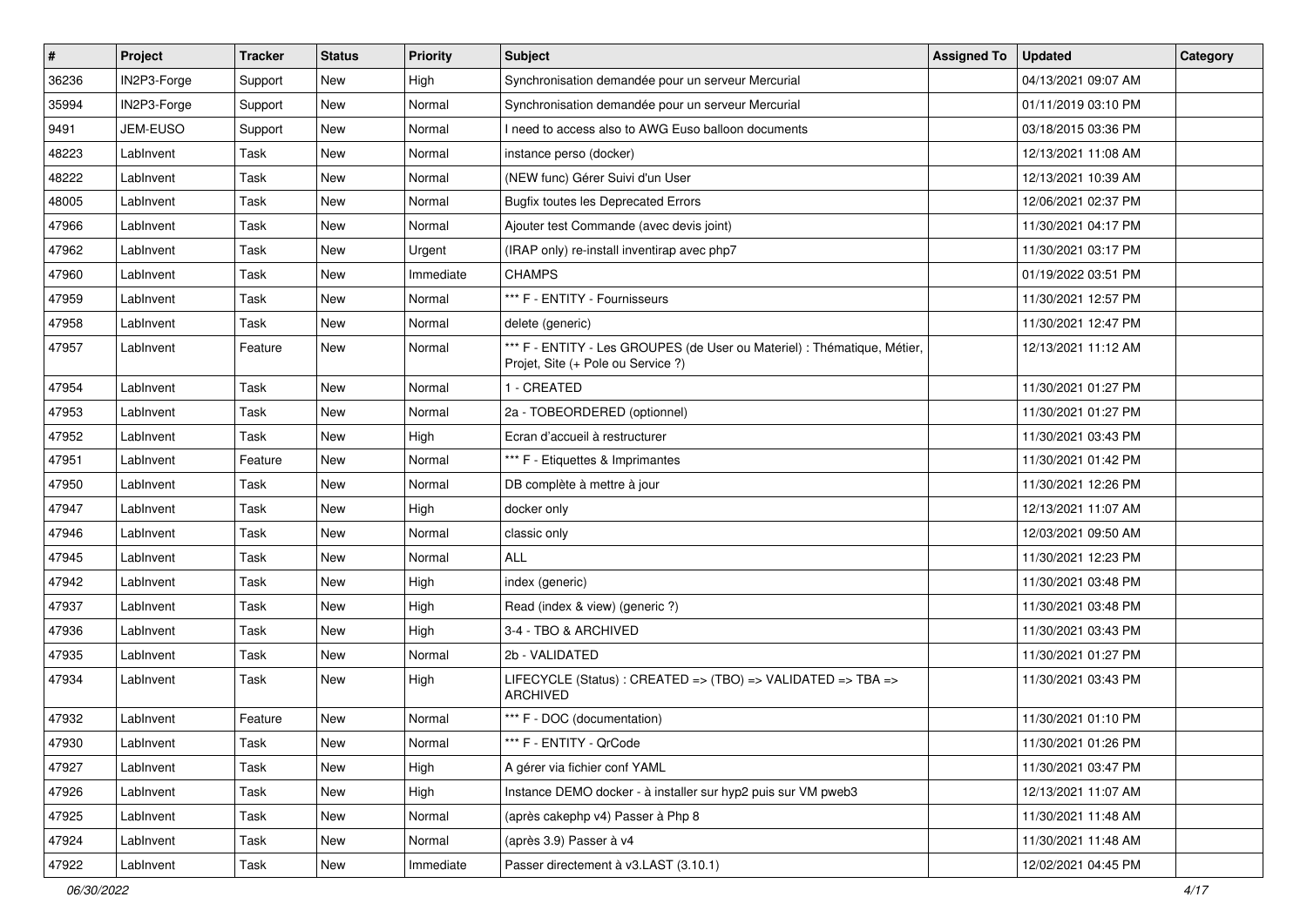| # | Project | Tracker | Status | Priority | Subject | Assigned To | Updated | Category |
|---|---|---|---|---|---|---|---|---|
| 36236 | IN2P3-Forge | Support | New | High | Synchronisation demandée pour un serveur Mercurial | | 04/13/2021 09:07 AM | |
| 35994 | IN2P3-Forge | Support | New | Normal | Synchronisation demandée pour un serveur Mercurial | | 01/11/2019 03:10 PM | |
| 9491 | JEM-EUSO | Support | New | Normal | I need to access also to AWG Euso balloon documents | | 03/18/2015 03:36 PM | |
| 48223 | LabInvent | Task | New | Normal | instance perso (docker) | | 12/13/2021 11:08 AM | |
| 48222 | LabInvent | Task | New | Normal | (NEW func) Gérer Suivi d'un User | | 12/13/2021 10:39 AM | |
| 48005 | LabInvent | Task | New | Normal | Bugfix toutes les Deprecated Errors | | 12/06/2021 02:37 PM | |
| 47966 | LabInvent | Task | New | Normal | Ajouter test Commande (avec devis joint) | | 11/30/2021 04:17 PM | |
| 47962 | LabInvent | Task | New | Urgent | (IRAP only) re-install inventirap avec php7 | | 11/30/2021 03:17 PM | |
| 47960 | LabInvent | Task | New | Immediate | CHAMPS | | 01/19/2022 03:51 PM | |
| 47959 | LabInvent | Task | New | Normal | *** F - ENTITY - Fournisseurs | | 11/30/2021 12:57 PM | |
| 47958 | LabInvent | Task | New | Normal | delete (generic) | | 11/30/2021 12:47 PM | |
| 47957 | LabInvent | Feature | New | Normal | *** F - ENTITY - Les GROUPES (de User ou Materiel) : Thématique, Métier, Projet, Site (+ Pole ou Service ?) | | 12/13/2021 11:12 AM | |
| 47954 | LabInvent | Task | New | Normal | 1 - CREATED | | 11/30/2021 01:27 PM | |
| 47953 | LabInvent | Task | New | Normal | 2a - TOBEORDERED (optionnel) | | 11/30/2021 01:27 PM | |
| 47952 | LabInvent | Task | New | High | Ecran d'accueil à restructurer | | 11/30/2021 03:43 PM | |
| 47951 | LabInvent | Feature | New | Normal | *** F - Etiquettes & Imprimantes | | 11/30/2021 01:42 PM | |
| 47950 | LabInvent | Task | New | Normal | DB complète à mettre à jour | | 11/30/2021 12:26 PM | |
| 47947 | LabInvent | Task | New | High | docker only | | 12/13/2021 11:07 AM | |
| 47946 | LabInvent | Task | New | Normal | classic only | | 12/03/2021 09:50 AM | |
| 47945 | LabInvent | Task | New | Normal | ALL | | 11/30/2021 12:23 PM | |
| 47942 | LabInvent | Task | New | High | index (generic) | | 11/30/2021 03:48 PM | |
| 47937 | LabInvent | Task | New | High | Read (index & view) (generic ?) | | 11/30/2021 03:48 PM | |
| 47936 | LabInvent | Task | New | High | 3-4 - TBO & ARCHIVED | | 11/30/2021 03:43 PM | |
| 47935 | LabInvent | Task | New | Normal | 2b - VALIDATED | | 11/30/2021 01:27 PM | |
| 47934 | LabInvent | Task | New | High | LIFECYCLE (Status) : CREATED => (TBO) => VALIDATED => TBA => ARCHIVED | | 11/30/2021 03:43 PM | |
| 47932 | LabInvent | Feature | New | Normal | *** F - DOC (documentation) | | 11/30/2021 01:10 PM | |
| 47930 | LabInvent | Task | New | Normal | *** F - ENTITY - QrCode | | 11/30/2021 01:26 PM | |
| 47927 | LabInvent | Task | New | High | A gérer via fichier conf YAML | | 11/30/2021 03:47 PM | |
| 47926 | LabInvent | Task | New | High | Instance DEMO docker - à installer sur hyp2 puis sur VM pweb3 | | 12/13/2021 11:07 AM | |
| 47925 | LabInvent | Task | New | Normal | (après cakephp v4) Passer à Php 8 | | 11/30/2021 11:48 AM | |
| 47924 | LabInvent | Task | New | Normal | (après 3.9) Passer à v4 | | 11/30/2021 11:48 AM | |
| 47922 | LabInvent | Task | New | Immediate | Passer directement à v3.LAST (3.10.1) | | 12/02/2021 04:45 PM | |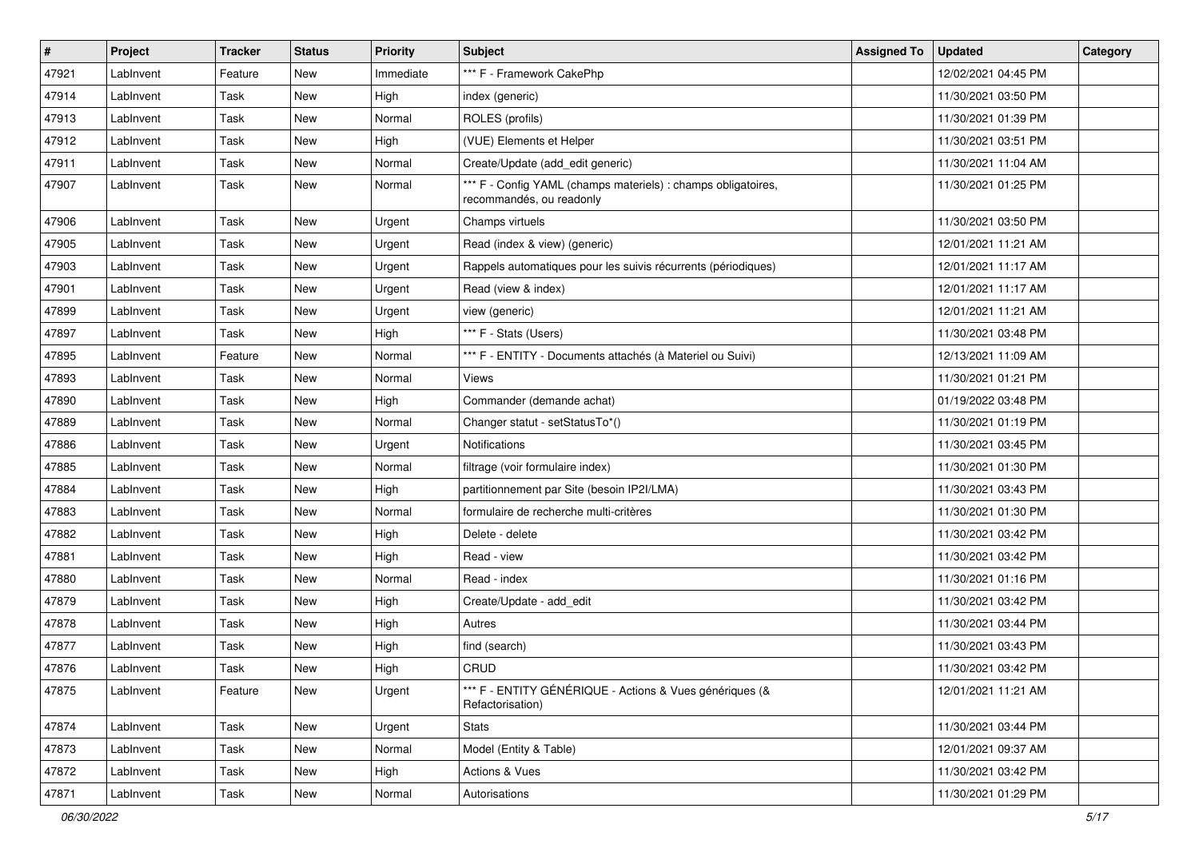| # | Project | Tracker | Status | Priority | Subject | Assigned To | Updated | Category |
|---|---|---|---|---|---|---|---|---|
| 47921 | LabInvent | Feature | New | Immediate | *** F - Framework CakePhp | | 12/02/2021 04:45 PM | |
| 47914 | LabInvent | Task | New | High | index (generic) | | 11/30/2021 03:50 PM | |
| 47913 | LabInvent | Task | New | Normal | ROLES (profils) | | 11/30/2021 01:39 PM | |
| 47912 | LabInvent | Task | New | High | (VUE) Elements et Helper | | 11/30/2021 03:51 PM | |
| 47911 | LabInvent | Task | New | Normal | Create/Update (add_edit generic) | | 11/30/2021 11:04 AM | |
| 47907 | LabInvent | Task | New | Normal | *** F - Config YAML (champs materiels) : champs obligatoires, recommandés, ou readonly | | 11/30/2021 01:25 PM | |
| 47906 | LabInvent | Task | New | Urgent | Champs virtuels | | 11/30/2021 03:50 PM | |
| 47905 | LabInvent | Task | New | Urgent | Read (index & view) (generic) | | 12/01/2021 11:21 AM | |
| 47903 | LabInvent | Task | New | Urgent | Rappels automatiques pour les suivis récurrents (périodiques) | | 12/01/2021 11:17 AM | |
| 47901 | LabInvent | Task | New | Urgent | Read (view & index) | | 12/01/2021 11:17 AM | |
| 47899 | LabInvent | Task | New | Urgent | view (generic) | | 12/01/2021 11:21 AM | |
| 47897 | LabInvent | Task | New | High | *** F - Stats (Users) | | 11/30/2021 03:48 PM | |
| 47895 | LabInvent | Feature | New | Normal | *** F - ENTITY - Documents attachés (à Materiel ou Suivi) | | 12/13/2021 11:09 AM | |
| 47893 | LabInvent | Task | New | Normal | Views | | 11/30/2021 01:21 PM | |
| 47890 | LabInvent | Task | New | High | Commander (demande achat) | | 01/19/2022 03:48 PM | |
| 47889 | LabInvent | Task | New | Normal | Changer statut - setStatusTo*() | | 11/30/2021 01:19 PM | |
| 47886 | LabInvent | Task | New | Urgent | Notifications | | 11/30/2021 03:45 PM | |
| 47885 | LabInvent | Task | New | Normal | filtrage (voir formulaire index) | | 11/30/2021 01:30 PM | |
| 47884 | LabInvent | Task | New | High | partitionnement par Site (besoin IP2I/LMA) | | 11/30/2021 03:43 PM | |
| 47883 | LabInvent | Task | New | Normal | formulaire de recherche multi-critères | | 11/30/2021 01:30 PM | |
| 47882 | LabInvent | Task | New | High | Delete - delete | | 11/30/2021 03:42 PM | |
| 47881 | LabInvent | Task | New | High | Read - view | | 11/30/2021 03:42 PM | |
| 47880 | LabInvent | Task | New | Normal | Read - index | | 11/30/2021 01:16 PM | |
| 47879 | LabInvent | Task | New | High | Create/Update - add_edit | | 11/30/2021 03:42 PM | |
| 47878 | LabInvent | Task | New | High | Autres | | 11/30/2021 03:44 PM | |
| 47877 | LabInvent | Task | New | High | find (search) | | 11/30/2021 03:43 PM | |
| 47876 | LabInvent | Task | New | High | CRUD | | 11/30/2021 03:42 PM | |
| 47875 | LabInvent | Feature | New | Urgent | *** F - ENTITY GÉNÉRIQUE - Actions & Vues génériques (& Refactorisation) | | 12/01/2021 11:21 AM | |
| 47874 | LabInvent | Task | New | Urgent | Stats | | 11/30/2021 03:44 PM | |
| 47873 | LabInvent | Task | New | Normal | Model (Entity & Table) | | 12/01/2021 09:37 AM | |
| 47872 | LabInvent | Task | New | High | Actions & Vues | | 11/30/2021 03:42 PM | |
| 47871 | LabInvent | Task | New | Normal | Autorisations | | 11/30/2021 01:29 PM | |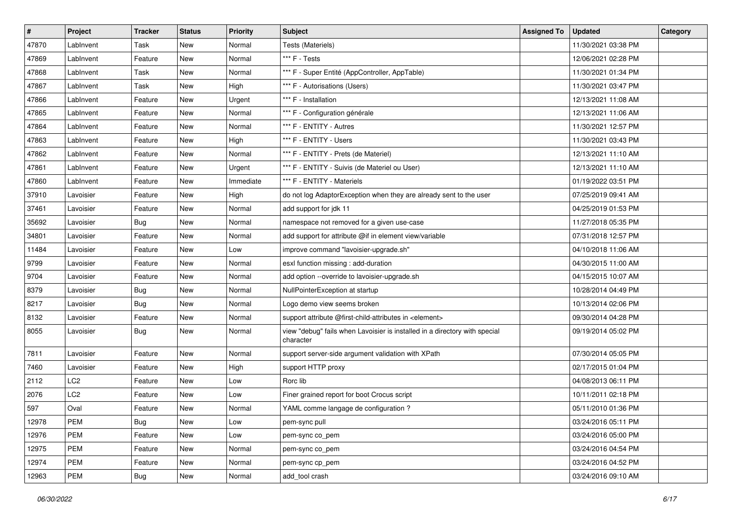| # | Project | Tracker | Status | Priority | Subject | Assigned To | Updated | Category |
|---|---|---|---|---|---|---|---|---|
| 47870 | LabInvent | Task | New | Normal | Tests (Materiels) | | 11/30/2021 03:38 PM | |
| 47869 | LabInvent | Feature | New | Normal | *** F - Tests | | 12/06/2021 02:28 PM | |
| 47868 | LabInvent | Task | New | Normal | *** F - Super Entité (AppController, AppTable) | | 11/30/2021 01:34 PM | |
| 47867 | LabInvent | Task | New | High | *** F - Autorisations (Users) | | 11/30/2021 03:47 PM | |
| 47866 | LabInvent | Feature | New | Urgent | *** F - Installation | | 12/13/2021 11:08 AM | |
| 47865 | LabInvent | Feature | New | Normal | *** F - Configuration générale | | 12/13/2021 11:06 AM | |
| 47864 | LabInvent | Feature | New | Normal | *** F - ENTITY - Autres | | 11/30/2021 12:57 PM | |
| 47863 | LabInvent | Feature | New | High | *** F - ENTITY - Users | | 11/30/2021 03:43 PM | |
| 47862 | LabInvent | Feature | New | Normal | *** F - ENTITY - Prets (de Materiel) | | 12/13/2021 11:10 AM | |
| 47861 | LabInvent | Feature | New | Urgent | *** F - ENTITY - Suivis (de Materiel ou User) | | 12/13/2021 11:10 AM | |
| 47860 | LabInvent | Feature | New | Immediate | *** F - ENTITY - Materiels | | 01/19/2022 03:51 PM | |
| 37910 | Lavoisier | Feature | New | High | do not log AdaptorException when they are already sent to the user | | 07/25/2019 09:41 AM | |
| 37461 | Lavoisier | Feature | New | Normal | add support for jdk 11 | | 04/25/2019 01:53 PM | |
| 35692 | Lavoisier | Bug | New | Normal | namespace not removed for a given use-case | | 11/27/2018 05:35 PM | |
| 34801 | Lavoisier | Feature | New | Normal | add support for attribute @if in element view/variable | | 07/31/2018 12:57 PM | |
| 11484 | Lavoisier | Feature | New | Low | improve command "lavoisier-upgrade.sh" | | 04/10/2018 11:06 AM | |
| 9799 | Lavoisier | Feature | New | Normal | esxl function missing : add-duration | | 04/30/2015 11:00 AM | |
| 9704 | Lavoisier | Feature | New | Normal | add option --override to lavoisier-upgrade.sh | | 04/15/2015 10:07 AM | |
| 8379 | Lavoisier | Bug | New | Normal | NullPointerException at startup | | 10/28/2014 04:49 PM | |
| 8217 | Lavoisier | Bug | New | Normal | Logo demo view seems broken | | 10/13/2014 02:06 PM | |
| 8132 | Lavoisier | Feature | New | Normal | support attribute @first-child-attributes in <element> | | 09/30/2014 04:28 PM | |
| 8055 | Lavoisier | Bug | New | Normal | view "debug" fails when Lavoisier is installed in a directory with special character | | 09/19/2014 05:02 PM | |
| 7811 | Lavoisier | Feature | New | Normal | support server-side argument validation with XPath | | 07/30/2014 05:05 PM | |
| 7460 | Lavoisier | Feature | New | High | support HTTP proxy | | 02/17/2015 01:04 PM | |
| 2112 | LC2 | Feature | New | Low | Rorc lib | | 04/08/2013 06:11 PM | |
| 2076 | LC2 | Feature | New | Low | Finer grained report for boot Crocus script | | 10/11/2011 02:18 PM | |
| 597 | Oval | Feature | New | Normal | YAML comme langage de configuration ? | | 05/11/2010 01:36 PM | |
| 12978 | PEM | Bug | New | Low | pem-sync pull | | 03/24/2016 05:11 PM | |
| 12976 | PEM | Feature | New | Low | pem-sync co_pem | | 03/24/2016 05:00 PM | |
| 12975 | PEM | Feature | New | Normal | pem-sync co_pem | | 03/24/2016 04:54 PM | |
| 12974 | PEM | Feature | New | Normal | pem-sync cp_pem | | 03/24/2016 04:52 PM | |
| 12963 | PEM | Bug | New | Normal | add_tool crash | | 03/24/2016 09:10 AM | |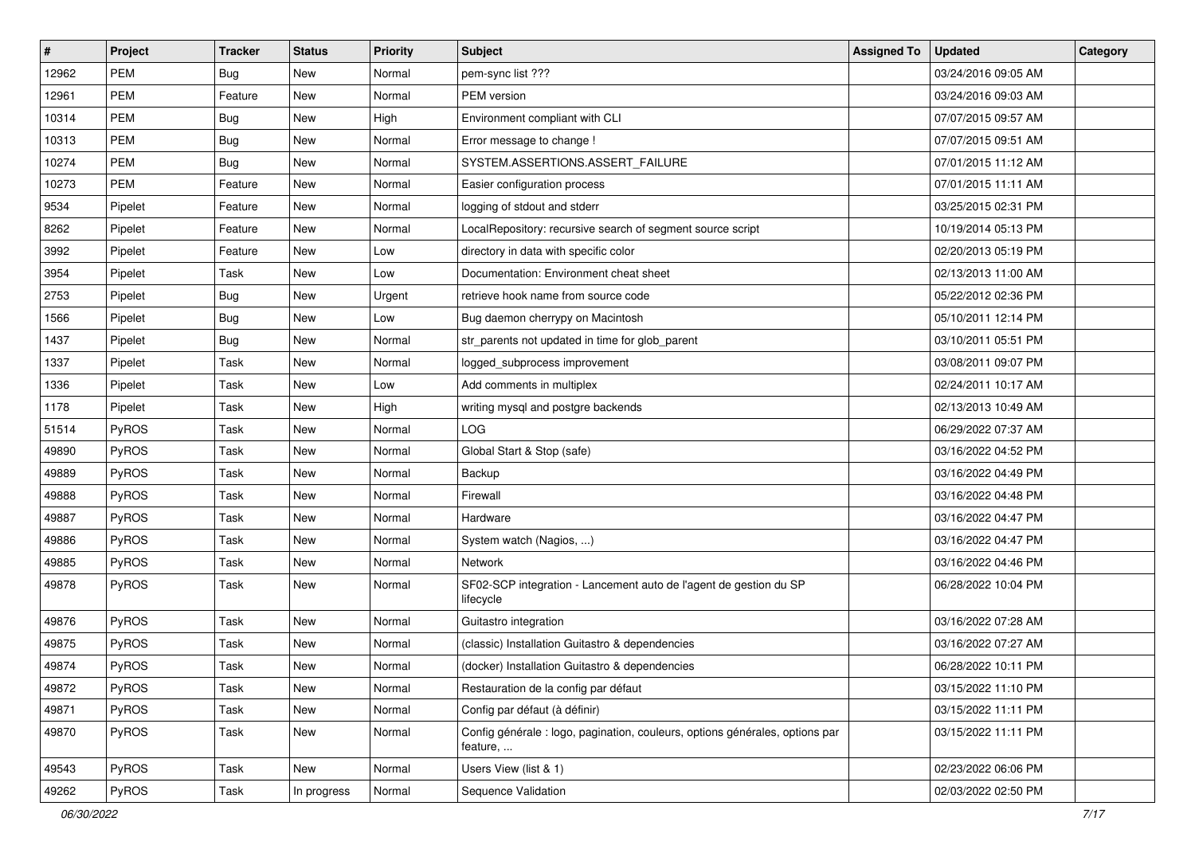| # | Project | Tracker | Status | Priority | Subject | Assigned To | Updated | Category |
|---|---|---|---|---|---|---|---|---|
| 12962 | PEM | Bug | New | Normal | pem-sync list ??? | | 03/24/2016 09:05 AM | |
| 12961 | PEM | Feature | New | Normal | PEM version | | 03/24/2016 09:03 AM | |
| 10314 | PEM | Bug | New | High | Environment compliant with CLI | | 07/07/2015 09:57 AM | |
| 10313 | PEM | Bug | New | Normal | Error message to change ! | | 07/07/2015 09:51 AM | |
| 10274 | PEM | Bug | New | Normal | SYSTEM.ASSERTIONS.ASSERT_FAILURE | | 07/01/2015 11:12 AM | |
| 10273 | PEM | Feature | New | Normal | Easier configuration process | | 07/01/2015 11:11 AM | |
| 9534 | Pipelet | Feature | New | Normal | logging of stdout and stderr | | 03/25/2015 02:31 PM | |
| 8262 | Pipelet | Feature | New | Normal | LocalRepository: recursive search of segment source script | | 10/19/2014 05:13 PM | |
| 3992 | Pipelet | Feature | New | Low | directory in data with specific color | | 02/20/2013 05:19 PM | |
| 3954 | Pipelet | Task | New | Low | Documentation: Environment cheat sheet | | 02/13/2013 11:00 AM | |
| 2753 | Pipelet | Bug | New | Urgent | retrieve hook name from source code | | 05/22/2012 02:36 PM | |
| 1566 | Pipelet | Bug | New | Low | Bug daemon cherrypy on Macintosh | | 05/10/2011 12:14 PM | |
| 1437 | Pipelet | Bug | New | Normal | str_parents not updated in time for glob_parent | | 03/10/2011 05:51 PM | |
| 1337 | Pipelet | Task | New | Normal | logged_subprocess improvement | | 03/08/2011 09:07 PM | |
| 1336 | Pipelet | Task | New | Low | Add comments in multiplex | | 02/24/2011 10:17 AM | |
| 1178 | Pipelet | Task | New | High | writing mysql and postgre backends | | 02/13/2013 10:49 AM | |
| 51514 | PyROS | Task | New | Normal | LOG | | 06/29/2022 07:37 AM | |
| 49890 | PyROS | Task | New | Normal | Global Start & Stop (safe) | | 03/16/2022 04:52 PM | |
| 49889 | PyROS | Task | New | Normal | Backup | | 03/16/2022 04:49 PM | |
| 49888 | PyROS | Task | New | Normal | Firewall | | 03/16/2022 04:48 PM | |
| 49887 | PyROS | Task | New | Normal | Hardware | | 03/16/2022 04:47 PM | |
| 49886 | PyROS | Task | New | Normal | System watch (Nagios, ...) | | 03/16/2022 04:47 PM | |
| 49885 | PyROS | Task | New | Normal | Network | | 03/16/2022 04:46 PM | |
| 49878 | PyROS | Task | New | Normal | SF02-SCP integration - Lancement auto de l'agent de gestion du SP lifecycle | | 06/28/2022 10:04 PM | |
| 49876 | PyROS | Task | New | Normal | Guitastro integration | | 03/16/2022 07:28 AM | |
| 49875 | PyROS | Task | New | Normal | (classic) Installation Guitastro & dependencies | | 03/16/2022 07:27 AM | |
| 49874 | PyROS | Task | New | Normal | (docker) Installation Guitastro & dependencies | | 06/28/2022 10:11 PM | |
| 49872 | PyROS | Task | New | Normal | Restauration de la config par défaut | | 03/15/2022 11:10 PM | |
| 49871 | PyROS | Task | New | Normal | Config par défaut (à définir) | | 03/15/2022 11:11 PM | |
| 49870 | PyROS | Task | New | Normal | Config générale : logo, pagination, couleurs, options générales, options par feature, ... | | 03/15/2022 11:11 PM | |
| 49543 | PyROS | Task | New | Normal | Users View (list & 1) | | 02/23/2022 06:06 PM | |
| 49262 | PyROS | Task | In progress | Normal | Sequence Validation | | 02/03/2022 02:50 PM | |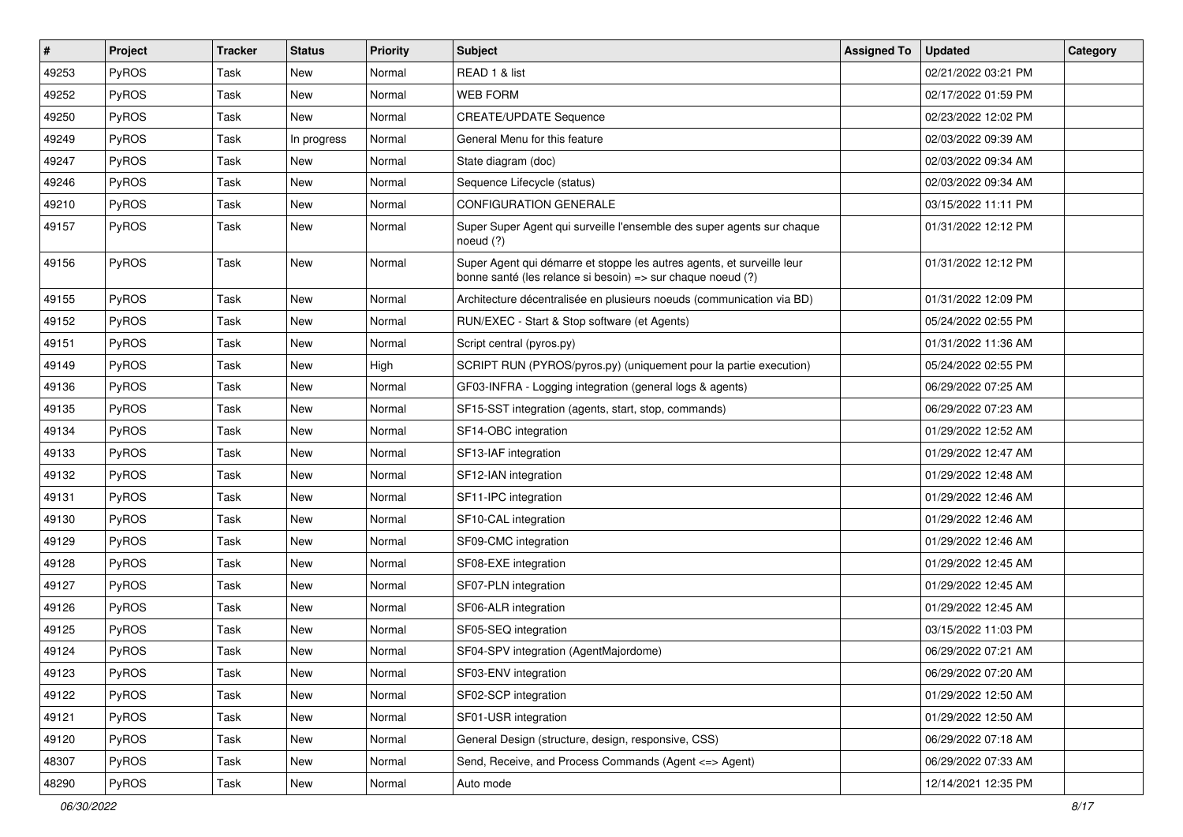| # | Project | Tracker | Status | Priority | Subject | Assigned To | Updated | Category |
|---|---|---|---|---|---|---|---|---|
| 49253 | PyROS | Task | New | Normal | READ 1 & list | | 02/21/2022 03:21 PM | |
| 49252 | PyROS | Task | New | Normal | WEB FORM | | 02/17/2022 01:59 PM | |
| 49250 | PyROS | Task | New | Normal | CREATE/UPDATE Sequence | | 02/23/2022 12:02 PM | |
| 49249 | PyROS | Task | In progress | Normal | General Menu for this feature | | 02/03/2022 09:39 AM | |
| 49247 | PyROS | Task | New | Normal | State diagram (doc) | | 02/03/2022 09:34 AM | |
| 49246 | PyROS | Task | New | Normal | Sequence Lifecycle (status) | | 02/03/2022 09:34 AM | |
| 49210 | PyROS | Task | New | Normal | CONFIGURATION GENERALE | | 03/15/2022 11:11 PM | |
| 49157 | PyROS | Task | New | Normal | Super Super Agent qui surveille l'ensemble des super agents sur chaque noeud (?) | | 01/31/2022 12:12 PM | |
| 49156 | PyROS | Task | New | Normal | Super Agent qui démarre et stoppe les autres agents, et surveille leur bonne santé (les relance si besoin) => sur chaque noeud (?) | | 01/31/2022 12:12 PM | |
| 49155 | PyROS | Task | New | Normal | Architecture décentralisée en plusieurs noeuds (communication via BD) | | 01/31/2022 12:09 PM | |
| 49152 | PyROS | Task | New | Normal | RUN/EXEC - Start & Stop software (et Agents) | | 05/24/2022 02:55 PM | |
| 49151 | PyROS | Task | New | Normal | Script central (pyros.py) | | 01/31/2022 11:36 AM | |
| 49149 | PyROS | Task | New | High | SCRIPT RUN (PYROS/pyros.py) (uniquement pour la partie execution) | | 05/24/2022 02:55 PM | |
| 49136 | PyROS | Task | New | Normal | GF03-INFRA - Logging integration (general logs & agents) | | 06/29/2022 07:25 AM | |
| 49135 | PyROS | Task | New | Normal | SF15-SST integration (agents, start, stop, commands) | | 06/29/2022 07:23 AM | |
| 49134 | PyROS | Task | New | Normal | SF14-OBC integration | | 01/29/2022 12:52 AM | |
| 49133 | PyROS | Task | New | Normal | SF13-IAF integration | | 01/29/2022 12:47 AM | |
| 49132 | PyROS | Task | New | Normal | SF12-IAN integration | | 01/29/2022 12:48 AM | |
| 49131 | PyROS | Task | New | Normal | SF11-IPC integration | | 01/29/2022 12:46 AM | |
| 49130 | PyROS | Task | New | Normal | SF10-CAL integration | | 01/29/2022 12:46 AM | |
| 49129 | PyROS | Task | New | Normal | SF09-CMC integration | | 01/29/2022 12:46 AM | |
| 49128 | PyROS | Task | New | Normal | SF08-EXE integration | | 01/29/2022 12:45 AM | |
| 49127 | PyROS | Task | New | Normal | SF07-PLN integration | | 01/29/2022 12:45 AM | |
| 49126 | PyROS | Task | New | Normal | SF06-ALR integration | | 01/29/2022 12:45 AM | |
| 49125 | PyROS | Task | New | Normal | SF05-SEQ integration | | 03/15/2022 11:03 PM | |
| 49124 | PyROS | Task | New | Normal | SF04-SPV integration (AgentMajordome) | | 06/29/2022 07:21 AM | |
| 49123 | PyROS | Task | New | Normal | SF03-ENV integration | | 06/29/2022 07:20 AM | |
| 49122 | PyROS | Task | New | Normal | SF02-SCP integration | | 01/29/2022 12:50 AM | |
| 49121 | PyROS | Task | New | Normal | SF01-USR integration | | 01/29/2022 12:50 AM | |
| 49120 | PyROS | Task | New | Normal | General Design (structure, design, responsive, CSS) | | 06/29/2022 07:18 AM | |
| 48307 | PyROS | Task | New | Normal | Send, Receive, and Process Commands (Agent <=> Agent) | | 06/29/2022 07:33 AM | |
| 48290 | PyROS | Task | New | Normal | Auto mode | | 12/14/2021 12:35 PM | |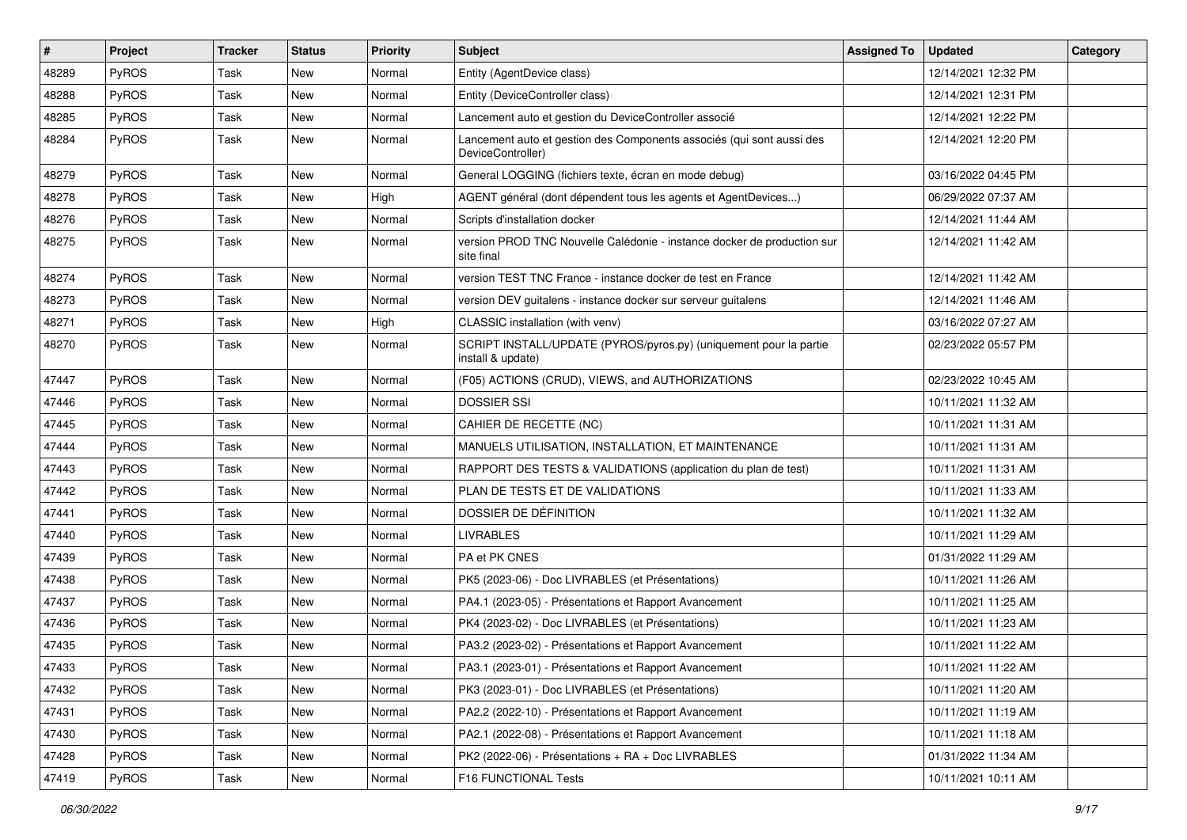| # | Project | Tracker | Status | Priority | Subject | Assigned To | Updated | Category |
|---|---|---|---|---|---|---|---|---|
| 48289 | PyROS | Task | New | Normal | Entity (AgentDevice class) | | 12/14/2021 12:32 PM | |
| 48288 | PyROS | Task | New | Normal | Entity (DeviceController class) | | 12/14/2021 12:31 PM | |
| 48285 | PyROS | Task | New | Normal | Lancement auto et gestion du DeviceController associé | | 12/14/2021 12:22 PM | |
| 48284 | PyROS | Task | New | Normal | Lancement auto et gestion des Components associés (qui sont aussi des DeviceController) | | 12/14/2021 12:20 PM | |
| 48279 | PyROS | Task | New | Normal | General LOGGING (fichiers texte, écran en mode debug) | | 03/16/2022 04:45 PM | |
| 48278 | PyROS | Task | New | High | AGENT général (dont dépendent tous les agents et AgentDevices...) | | 06/29/2022 07:37 AM | |
| 48276 | PyROS | Task | New | Normal | Scripts d'installation docker | | 12/14/2021 11:44 AM | |
| 48275 | PyROS | Task | New | Normal | version PROD TNC Nouvelle Calédonie - instance docker de production sur site final | | 12/14/2021 11:42 AM | |
| 48274 | PyROS | Task | New | Normal | version TEST TNC France - instance docker de test en France | | 12/14/2021 11:42 AM | |
| 48273 | PyROS | Task | New | Normal | version DEV guitalens - instance docker sur serveur guitalens | | 12/14/2021 11:46 AM | |
| 48271 | PyROS | Task | New | High | CLASSIC installation (with venv) | | 03/16/2022 07:27 AM | |
| 48270 | PyROS | Task | New | Normal | SCRIPT INSTALL/UPDATE (PYROS/pyros.py) (uniquement pour la partie install & update) | | 02/23/2022 05:57 PM | |
| 47447 | PyROS | Task | New | Normal | (F05) ACTIONS (CRUD), VIEWS, and AUTHORIZATIONS | | 02/23/2022 10:45 AM | |
| 47446 | PyROS | Task | New | Normal | DOSSIER SSI | | 10/11/2021 11:32 AM | |
| 47445 | PyROS | Task | New | Normal | CAHIER DE RECETTE (NC) | | 10/11/2021 11:31 AM | |
| 47444 | PyROS | Task | New | Normal | MANUELS UTILISATION, INSTALLATION, ET MAINTENANCE | | 10/11/2021 11:31 AM | |
| 47443 | PyROS | Task | New | Normal | RAPPORT DES TESTS & VALIDATIONS (application du plan de test) | | 10/11/2021 11:31 AM | |
| 47442 | PyROS | Task | New | Normal | PLAN DE TESTS ET DE VALIDATIONS | | 10/11/2021 11:33 AM | |
| 47441 | PyROS | Task | New | Normal | DOSSIER DE DÉFINITION | | 10/11/2021 11:32 AM | |
| 47440 | PyROS | Task | New | Normal | LIVRABLES | | 10/11/2021 11:29 AM | |
| 47439 | PyROS | Task | New | Normal | PA et PK CNES | | 01/31/2022 11:29 AM | |
| 47438 | PyROS | Task | New | Normal | PK5 (2023-06) - Doc LIVRABLES (et Présentations) | | 10/11/2021 11:26 AM | |
| 47437 | PyROS | Task | New | Normal | PA4.1 (2023-05) - Présentations et Rapport Avancement | | 10/11/2021 11:25 AM | |
| 47436 | PyROS | Task | New | Normal | PK4 (2023-02) - Doc LIVRABLES (et Présentations) | | 10/11/2021 11:23 AM | |
| 47435 | PyROS | Task | New | Normal | PA3.2 (2023-02) - Présentations et Rapport Avancement | | 10/11/2021 11:22 AM | |
| 47433 | PyROS | Task | New | Normal | PA3.1 (2023-01) - Présentations et Rapport Avancement | | 10/11/2021 11:22 AM | |
| 47432 | PyROS | Task | New | Normal | PK3 (2023-01) - Doc LIVRABLES (et Présentations) | | 10/11/2021 11:20 AM | |
| 47431 | PyROS | Task | New | Normal | PA2.2 (2022-10) - Présentations et Rapport Avancement | | 10/11/2021 11:19 AM | |
| 47430 | PyROS | Task | New | Normal | PA2.1 (2022-08) - Présentations et Rapport Avancement | | 10/11/2021 11:18 AM | |
| 47428 | PyROS | Task | New | Normal | PK2 (2022-06) - Présentations + RA + Doc LIVRABLES | | 01/31/2022 11:34 AM | |
| 47419 | PyROS | Task | New | Normal | F16 FUNCTIONAL Tests | | 10/11/2021 10:11 AM | |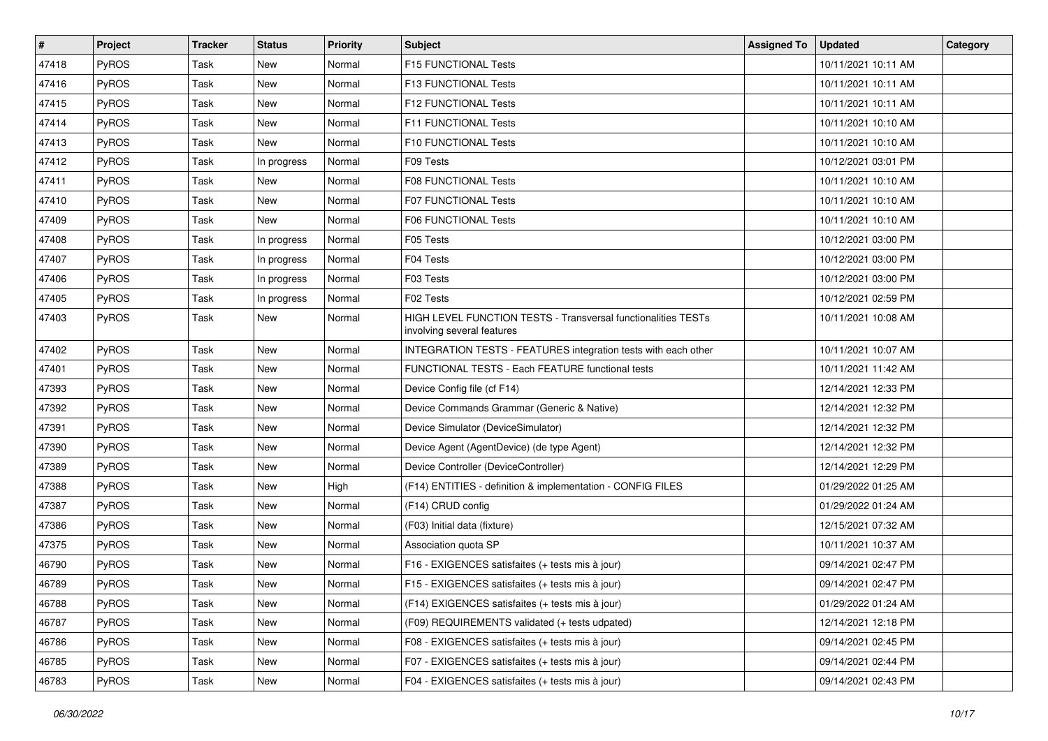| # | Project | Tracker | Status | Priority | Subject | Assigned To | Updated | Category |
|---|---|---|---|---|---|---|---|---|
| 47418 | PyROS | Task | New | Normal | F15 FUNCTIONAL Tests | | 10/11/2021 10:11 AM | |
| 47416 | PyROS | Task | New | Normal | F13 FUNCTIONAL Tests | | 10/11/2021 10:11 AM | |
| 47415 | PyROS | Task | New | Normal | F12 FUNCTIONAL Tests | | 10/11/2021 10:11 AM | |
| 47414 | PyROS | Task | New | Normal | F11 FUNCTIONAL Tests | | 10/11/2021 10:10 AM | |
| 47413 | PyROS | Task | New | Normal | F10 FUNCTIONAL Tests | | 10/11/2021 10:10 AM | |
| 47412 | PyROS | Task | In progress | Normal | F09 Tests | | 10/12/2021 03:01 PM | |
| 47411 | PyROS | Task | New | Normal | F08 FUNCTIONAL Tests | | 10/11/2021 10:10 AM | |
| 47410 | PyROS | Task | New | Normal | F07 FUNCTIONAL Tests | | 10/11/2021 10:10 AM | |
| 47409 | PyROS | Task | New | Normal | F06 FUNCTIONAL Tests | | 10/11/2021 10:10 AM | |
| 47408 | PyROS | Task | In progress | Normal | F05 Tests | | 10/12/2021 03:00 PM | |
| 47407 | PyROS | Task | In progress | Normal | F04 Tests | | 10/12/2021 03:00 PM | |
| 47406 | PyROS | Task | In progress | Normal | F03 Tests | | 10/12/2021 03:00 PM | |
| 47405 | PyROS | Task | In progress | Normal | F02 Tests | | 10/12/2021 02:59 PM | |
| 47403 | PyROS | Task | New | Normal | HIGH LEVEL FUNCTION TESTS - Transversal functionalities TESTs involving several features | | 10/11/2021 10:08 AM | |
| 47402 | PyROS | Task | New | Normal | INTEGRATION TESTS - FEATURES integration tests with each other | | 10/11/2021 10:07 AM | |
| 47401 | PyROS | Task | New | Normal | FUNCTIONAL TESTS - Each FEATURE functional tests | | 10/11/2021 11:42 AM | |
| 47393 | PyROS | Task | New | Normal | Device Config file (cf F14) | | 12/14/2021 12:33 PM | |
| 47392 | PyROS | Task | New | Normal | Device Commands Grammar (Generic & Native) | | 12/14/2021 12:32 PM | |
| 47391 | PyROS | Task | New | Normal | Device Simulator (DeviceSimulator) | | 12/14/2021 12:32 PM | |
| 47390 | PyROS | Task | New | Normal | Device Agent (AgentDevice) (de type Agent) | | 12/14/2021 12:32 PM | |
| 47389 | PyROS | Task | New | Normal | Device Controller (DeviceController) | | 12/14/2021 12:29 PM | |
| 47388 | PyROS | Task | New | High | (F14) ENTITIES - definition & implementation - CONFIG FILES | | 01/29/2022 01:25 AM | |
| 47387 | PyROS | Task | New | Normal | (F14) CRUD config | | 01/29/2022 01:24 AM | |
| 47386 | PyROS | Task | New | Normal | (F03) Initial data (fixture) | | 12/15/2021 07:32 AM | |
| 47375 | PyROS | Task | New | Normal | Association quota SP | | 10/11/2021 10:37 AM | |
| 46790 | PyROS | Task | New | Normal | F16 - EXIGENCES satisfaites (+ tests mis à jour) | | 09/14/2021 02:47 PM | |
| 46789 | PyROS | Task | New | Normal | F15 - EXIGENCES satisfaites (+ tests mis à jour) | | 09/14/2021 02:47 PM | |
| 46788 | PyROS | Task | New | Normal | (F14) EXIGENCES satisfaites (+ tests mis à jour) | | 01/29/2022 01:24 AM | |
| 46787 | PyROS | Task | New | Normal | (F09) REQUIREMENTS validated (+ tests udpated) | | 12/14/2021 12:18 PM | |
| 46786 | PyROS | Task | New | Normal | F08 - EXIGENCES satisfaites (+ tests mis à jour) | | 09/14/2021 02:45 PM | |
| 46785 | PyROS | Task | New | Normal | F07 - EXIGENCES satisfaites (+ tests mis à jour) | | 09/14/2021 02:44 PM | |
| 46783 | PyROS | Task | New | Normal | F04 - EXIGENCES satisfaites (+ tests mis à jour) | | 09/14/2021 02:43 PM | |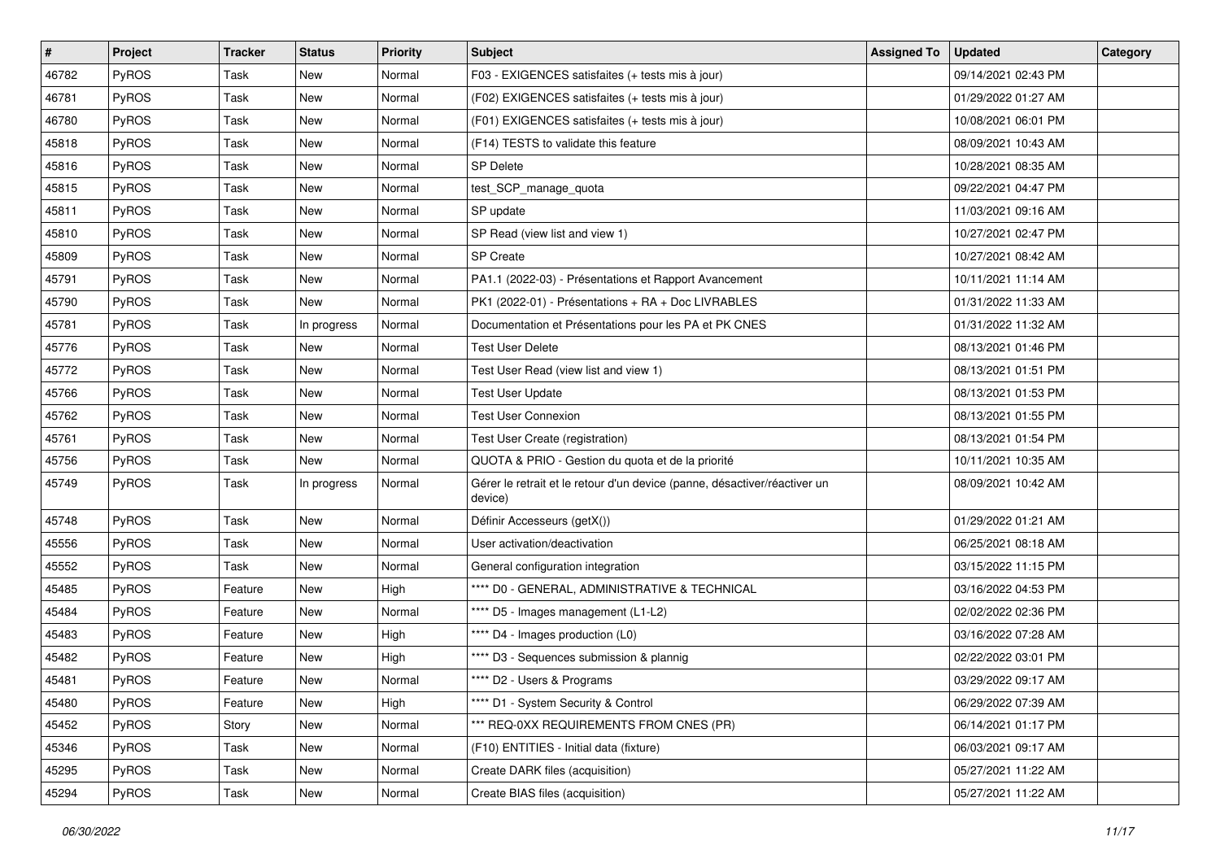| # | Project | Tracker | Status | Priority | Subject | Assigned To | Updated | Category |
|---|---|---|---|---|---|---|---|---|
| 46782 | PyROS | Task | New | Normal | F03 - EXIGENCES satisfaites (+ tests mis à jour) | | 09/14/2021 02:43 PM | |
| 46781 | PyROS | Task | New | Normal | (F02) EXIGENCES satisfaites (+ tests mis à jour) | | 01/29/2022 01:27 AM | |
| 46780 | PyROS | Task | New | Normal | (F01) EXIGENCES satisfaites (+ tests mis à jour) | | 10/08/2021 06:01 PM | |
| 45818 | PyROS | Task | New | Normal | (F14) TESTS to validate this feature | | 08/09/2021 10:43 AM | |
| 45816 | PyROS | Task | New | Normal | SP Delete | | 10/28/2021 08:35 AM | |
| 45815 | PyROS | Task | New | Normal | test_SCP_manage_quota | | 09/22/2021 04:47 PM | |
| 45811 | PyROS | Task | New | Normal | SP update | | 11/03/2021 09:16 AM | |
| 45810 | PyROS | Task | New | Normal | SP Read (view list and view 1) | | 10/27/2021 02:47 PM | |
| 45809 | PyROS | Task | New | Normal | SP Create | | 10/27/2021 08:42 AM | |
| 45791 | PyROS | Task | New | Normal | PA1.1 (2022-03) - Présentations et Rapport Avancement | | 10/11/2021 11:14 AM | |
| 45790 | PyROS | Task | New | Normal | PK1 (2022-01) - Présentations + RA + Doc LIVRABLES | | 01/31/2022 11:33 AM | |
| 45781 | PyROS | Task | In progress | Normal | Documentation et Présentations pour les PA et PK CNES | | 01/31/2022 11:32 AM | |
| 45776 | PyROS | Task | New | Normal | Test User Delete | | 08/13/2021 01:46 PM | |
| 45772 | PyROS | Task | New | Normal | Test User Read (view list and view 1) | | 08/13/2021 01:51 PM | |
| 45766 | PyROS | Task | New | Normal | Test User Update | | 08/13/2021 01:53 PM | |
| 45762 | PyROS | Task | New | Normal | Test User Connexion | | 08/13/2021 01:55 PM | |
| 45761 | PyROS | Task | New | Normal | Test User Create (registration) | | 08/13/2021 01:54 PM | |
| 45756 | PyROS | Task | New | Normal | QUOTA & PRIO - Gestion du quota et de la priorité | | 10/11/2021 10:35 AM | |
| 45749 | PyROS | Task | In progress | Normal | Gérer le retrait et le retour d'un device (panne, désactiver/réactiver un device) | | 08/09/2021 10:42 AM | |
| 45748 | PyROS | Task | New | Normal | Définir Accesseurs (getX()) | | 01/29/2022 01:21 AM | |
| 45556 | PyROS | Task | New | Normal | User activation/deactivation | | 06/25/2021 08:18 AM | |
| 45552 | PyROS | Task | New | Normal | General configuration integration | | 03/15/2022 11:15 PM | |
| 45485 | PyROS | Feature | New | High | **** D0 - GENERAL, ADMINISTRATIVE & TECHNICAL | | 03/16/2022 04:53 PM | |
| 45484 | PyROS | Feature | New | Normal | **** D5 - Images management (L1-L2) | | 02/02/2022 02:36 PM | |
| 45483 | PyROS | Feature | New | High | **** D4 - Images production (L0) | | 03/16/2022 07:28 AM | |
| 45482 | PyROS | Feature | New | High | **** D3 - Sequences submission & plannig | | 02/22/2022 03:01 PM | |
| 45481 | PyROS | Feature | New | Normal | **** D2 - Users & Programs | | 03/29/2022 09:17 AM | |
| 45480 | PyROS | Feature | New | High | **** D1 - System Security & Control | | 06/29/2022 07:39 AM | |
| 45452 | PyROS | Story | New | Normal | *** REQ-0XX REQUIREMENTS FROM CNES (PR) | | 06/14/2021 01:17 PM | |
| 45346 | PyROS | Task | New | Normal | (F10) ENTITIES - Initial data (fixture) | | 06/03/2021 09:17 AM | |
| 45295 | PyROS | Task | New | Normal | Create DARK files (acquisition) | | 05/27/2021 11:22 AM | |
| 45294 | PyROS | Task | New | Normal | Create BIAS files (acquisition) | | 05/27/2021 11:22 AM | |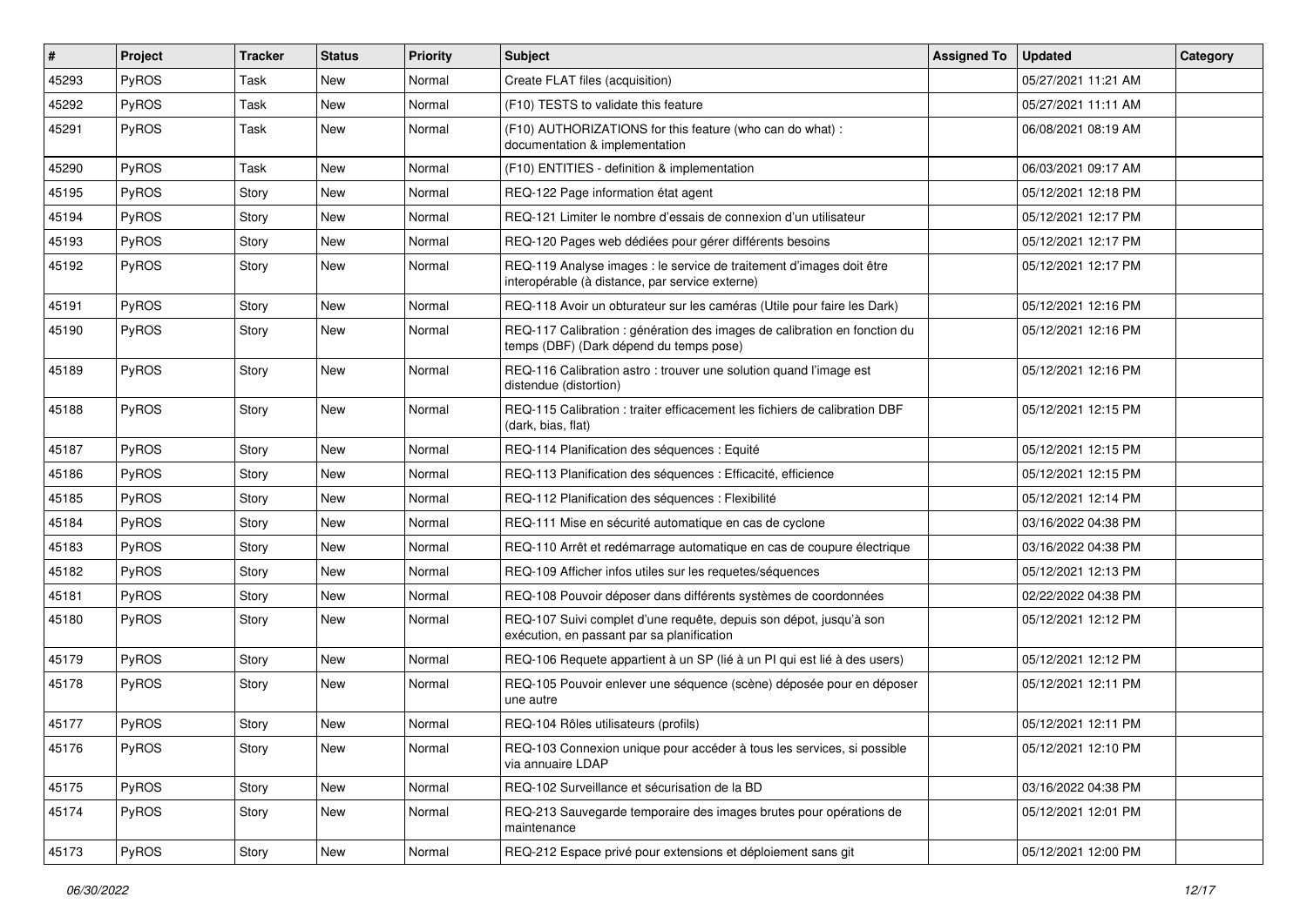| # | Project | Tracker | Status | Priority | Subject | Assigned To | Updated | Category |
|---|---|---|---|---|---|---|---|---|
| 45293 | PyROS | Task | New | Normal | Create FLAT files (acquisition) | | 05/27/2021 11:21 AM | |
| 45292 | PyROS | Task | New | Normal | (F10) TESTS to validate this feature | | 05/27/2021 11:11 AM | |
| 45291 | PyROS | Task | New | Normal | (F10) AUTHORIZATIONS for this feature (who can do what) : documentation & implementation | | 06/08/2021 08:19 AM | |
| 45290 | PyROS | Task | New | Normal | (F10) ENTITIES - definition & implementation | | 06/03/2021 09:17 AM | |
| 45195 | PyROS | Story | New | Normal | REQ-122 Page information état agent | | 05/12/2021 12:18 PM | |
| 45194 | PyROS | Story | New | Normal | REQ-121 Limiter le nombre d'essais de connexion d'un utilisateur | | 05/12/2021 12:17 PM | |
| 45193 | PyROS | Story | New | Normal | REQ-120 Pages web dédiées pour gérer différents besoins | | 05/12/2021 12:17 PM | |
| 45192 | PyROS | Story | New | Normal | REQ-119 Analyse images : le service de traitement d'images doit être interopérable (à distance, par service externe) | | 05/12/2021 12:17 PM | |
| 45191 | PyROS | Story | New | Normal | REQ-118 Avoir un obturateur sur les caméras (Utile pour faire les Dark) | | 05/12/2021 12:16 PM | |
| 45190 | PyROS | Story | New | Normal | REQ-117 Calibration : génération des images de calibration en fonction du temps (DBF) (Dark dépend du temps pose) | | 05/12/2021 12:16 PM | |
| 45189 | PyROS | Story | New | Normal | REQ-116 Calibration astro : trouver une solution quand l'image est distendue (distortion) | | 05/12/2021 12:16 PM | |
| 45188 | PyROS | Story | New | Normal | REQ-115 Calibration : traiter efficacement les fichiers de calibration DBF (dark, bias, flat) | | 05/12/2021 12:15 PM | |
| 45187 | PyROS | Story | New | Normal | REQ-114 Planification des séquences : Equité | | 05/12/2021 12:15 PM | |
| 45186 | PyROS | Story | New | Normal | REQ-113 Planification des séquences : Efficacité, efficience | | 05/12/2021 12:15 PM | |
| 45185 | PyROS | Story | New | Normal | REQ-112 Planification des séquences : Flexibilité | | 05/12/2021 12:14 PM | |
| 45184 | PyROS | Story | New | Normal | REQ-111 Mise en sécurité automatique en cas de cyclone | | 03/16/2022 04:38 PM | |
| 45183 | PyROS | Story | New | Normal | REQ-110 Arrêt et redémarrage automatique en cas de coupure électrique | | 03/16/2022 04:38 PM | |
| 45182 | PyROS | Story | New | Normal | REQ-109 Afficher infos utiles sur les requetes/séquences | | 05/12/2021 12:13 PM | |
| 45181 | PyROS | Story | New | Normal | REQ-108 Pouvoir déposer dans différents systèmes de coordonnées | | 02/22/2022 04:38 PM | |
| 45180 | PyROS | Story | New | Normal | REQ-107 Suivi complet d'une requête, depuis son dépot, jusqu'à son exécution, en passant par sa planification | | 05/12/2021 12:12 PM | |
| 45179 | PyROS | Story | New | Normal | REQ-106 Requete appartient à un SP (lié à un PI qui est lié à des users) | | 05/12/2021 12:12 PM | |
| 45178 | PyROS | Story | New | Normal | REQ-105 Pouvoir enlever une séquence (scène) déposée pour en déposer une autre | | 05/12/2021 12:11 PM | |
| 45177 | PyROS | Story | New | Normal | REQ-104 Rôles utilisateurs (profils) | | 05/12/2021 12:11 PM | |
| 45176 | PyROS | Story | New | Normal | REQ-103 Connexion unique pour accéder à tous les services, si possible via annuaire LDAP | | 05/12/2021 12:10 PM | |
| 45175 | PyROS | Story | New | Normal | REQ-102 Surveillance et sécurisation de la BD | | 03/16/2022 04:38 PM | |
| 45174 | PyROS | Story | New | Normal | REQ-213 Sauvegarde temporaire des images brutes pour opérations de maintenance | | 05/12/2021 12:01 PM | |
| 45173 | PyROS | Story | New | Normal | REQ-212 Espace privé pour extensions et déploiement sans git | | 05/12/2021 12:00 PM | |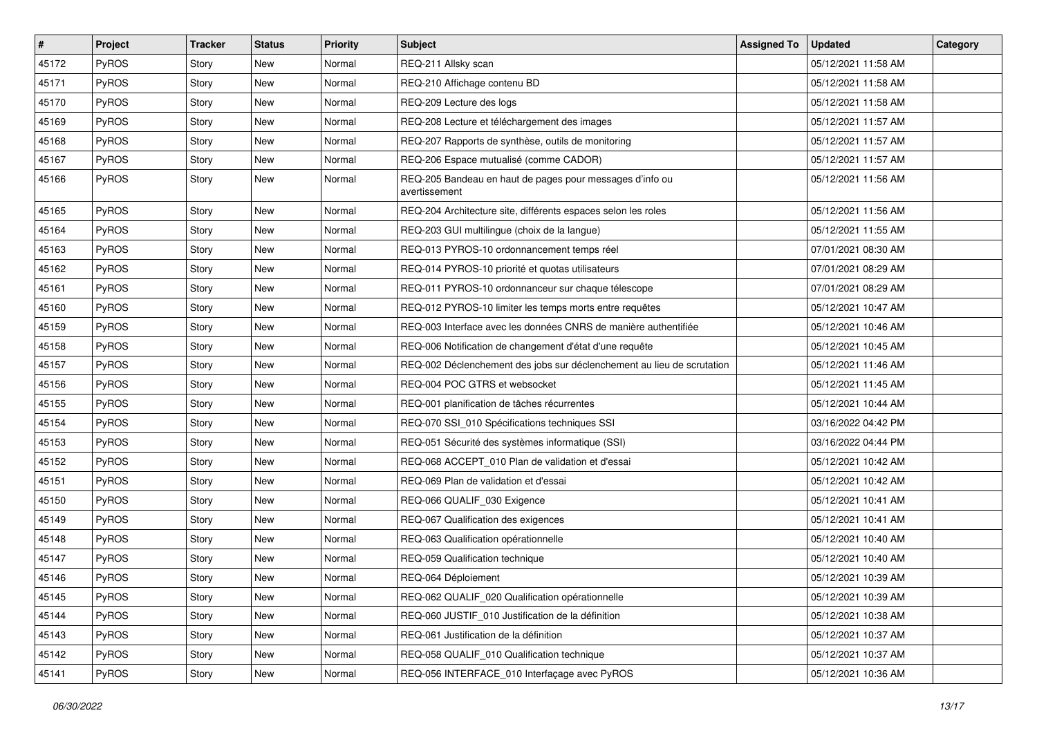| # | Project | Tracker | Status | Priority | Subject | Assigned To | Updated | Category |
|---|---|---|---|---|---|---|---|---|
| 45172 | PyROS | Story | New | Normal | REQ-211 Allsky scan | | 05/12/2021 11:58 AM | |
| 45171 | PyROS | Story | New | Normal | REQ-210 Affichage contenu BD | | 05/12/2021 11:58 AM | |
| 45170 | PyROS | Story | New | Normal | REQ-209 Lecture des logs | | 05/12/2021 11:58 AM | |
| 45169 | PyROS | Story | New | Normal | REQ-208 Lecture et téléchargement des images | | 05/12/2021 11:57 AM | |
| 45168 | PyROS | Story | New | Normal | REQ-207 Rapports de synthèse, outils de monitoring | | 05/12/2021 11:57 AM | |
| 45167 | PyROS | Story | New | Normal | REQ-206 Espace mutualisé (comme CADOR) | | 05/12/2021 11:57 AM | |
| 45166 | PyROS | Story | New | Normal | REQ-205 Bandeau en haut de pages pour messages d'info ou avertissement | | 05/12/2021 11:56 AM | |
| 45165 | PyROS | Story | New | Normal | REQ-204 Architecture site, différents espaces selon les roles | | 05/12/2021 11:56 AM | |
| 45164 | PyROS | Story | New | Normal | REQ-203 GUI multilingue (choix de la langue) | | 05/12/2021 11:55 AM | |
| 45163 | PyROS | Story | New | Normal | REQ-013 PYROS-10 ordonnancement temps réel | | 07/01/2021 08:30 AM | |
| 45162 | PyROS | Story | New | Normal | REQ-014 PYROS-10 priorité et quotas utilisateurs | | 07/01/2021 08:29 AM | |
| 45161 | PyROS | Story | New | Normal | REQ-011 PYROS-10 ordonnanceur sur chaque télescope | | 07/01/2021 08:29 AM | |
| 45160 | PyROS | Story | New | Normal | REQ-012 PYROS-10 limiter les temps morts entre requêtes | | 05/12/2021 10:47 AM | |
| 45159 | PyROS | Story | New | Normal | REQ-003 Interface avec les données CNRS de manière authentifiée | | 05/12/2021 10:46 AM | |
| 45158 | PyROS | Story | New | Normal | REQ-006 Notification de changement d'état d'une requête | | 05/12/2021 10:45 AM | |
| 45157 | PyROS | Story | New | Normal | REQ-002 Déclenchement des jobs sur déclenchement au lieu de scrutation | | 05/12/2021 11:46 AM | |
| 45156 | PyROS | Story | New | Normal | REQ-004 POC GTRS et websocket | | 05/12/2021 11:45 AM | |
| 45155 | PyROS | Story | New | Normal | REQ-001 planification de tâches récurrentes | | 05/12/2021 10:44 AM | |
| 45154 | PyROS | Story | New | Normal | REQ-070 SSI_010 Spécifications techniques SSI | | 03/16/2022 04:42 PM | |
| 45153 | PyROS | Story | New | Normal | REQ-051 Sécurité des systèmes informatique (SSI) | | 03/16/2022 04:44 PM | |
| 45152 | PyROS | Story | New | Normal | REQ-068 ACCEPT_010 Plan de validation et d'essai | | 05/12/2021 10:42 AM | |
| 45151 | PyROS | Story | New | Normal | REQ-069 Plan de validation et d'essai | | 05/12/2021 10:42 AM | |
| 45150 | PyROS | Story | New | Normal | REQ-066 QUALIF_030 Exigence | | 05/12/2021 10:41 AM | |
| 45149 | PyROS | Story | New | Normal | REQ-067 Qualification des exigences | | 05/12/2021 10:41 AM | |
| 45148 | PyROS | Story | New | Normal | REQ-063 Qualification opérationnelle | | 05/12/2021 10:40 AM | |
| 45147 | PyROS | Story | New | Normal | REQ-059 Qualification technique | | 05/12/2021 10:40 AM | |
| 45146 | PyROS | Story | New | Normal | REQ-064 Déploiement | | 05/12/2021 10:39 AM | |
| 45145 | PyROS | Story | New | Normal | REQ-062 QUALIF_020 Qualification opérationnelle | | 05/12/2021 10:39 AM | |
| 45144 | PyROS | Story | New | Normal | REQ-060 JUSTIF_010 Justification de la définition | | 05/12/2021 10:38 AM | |
| 45143 | PyROS | Story | New | Normal | REQ-061 Justification de la définition | | 05/12/2021 10:37 AM | |
| 45142 | PyROS | Story | New | Normal | REQ-058 QUALIF_010 Qualification technique | | 05/12/2021 10:37 AM | |
| 45141 | PyROS | Story | New | Normal | REQ-056 INTERFACE_010 Interfaçage avec PyROS | | 05/12/2021 10:36 AM | |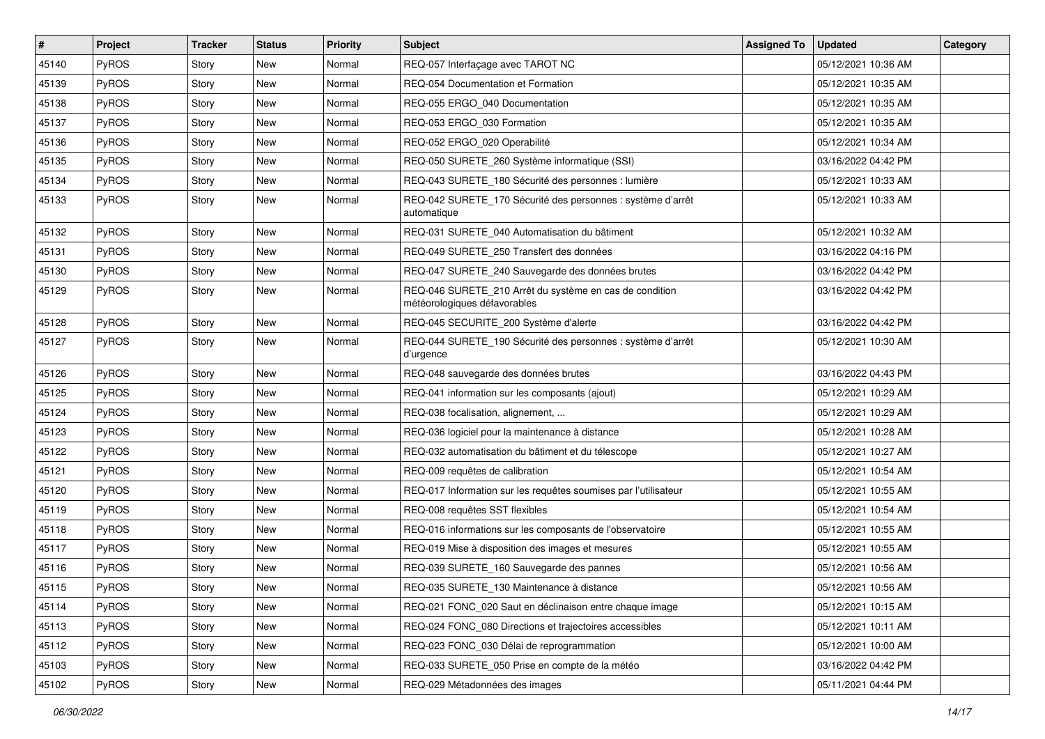| # | Project | Tracker | Status | Priority | Subject | Assigned To | Updated | Category |
|---|---|---|---|---|---|---|---|---|
| 45140 | PyROS | Story | New | Normal | REQ-057 Interfaçage avec TAROT NC | | 05/12/2021 10:36 AM | |
| 45139 | PyROS | Story | New | Normal | REQ-054 Documentation et Formation | | 05/12/2021 10:35 AM | |
| 45138 | PyROS | Story | New | Normal | REQ-055 ERGO_040 Documentation | | 05/12/2021 10:35 AM | |
| 45137 | PyROS | Story | New | Normal | REQ-053 ERGO_030 Formation | | 05/12/2021 10:35 AM | |
| 45136 | PyROS | Story | New | Normal | REQ-052 ERGO_020 Operabilité | | 05/12/2021 10:34 AM | |
| 45135 | PyROS | Story | New | Normal | REQ-050 SURETE_260 Système informatique (SSI) | | 03/16/2022 04:42 PM | |
| 45134 | PyROS | Story | New | Normal | REQ-043 SURETE_180 Sécurité des personnes : lumière | | 05/12/2021 10:33 AM | |
| 45133 | PyROS | Story | New | Normal | REQ-042 SURETE_170 Sécurité des personnes : système d'arrêt automatique | | 05/12/2021 10:33 AM | |
| 45132 | PyROS | Story | New | Normal | REQ-031 SURETE_040 Automatisation du bâtiment | | 05/12/2021 10:32 AM | |
| 45131 | PyROS | Story | New | Normal | REQ-049 SURETE_250 Transfert des données | | 03/16/2022 04:16 PM | |
| 45130 | PyROS | Story | New | Normal | REQ-047 SURETE_240 Sauvegarde des données brutes | | 03/16/2022 04:42 PM | |
| 45129 | PyROS | Story | New | Normal | REQ-046 SURETE_210 Arrêt du système en cas de condition météorologiques défavorables | | 03/16/2022 04:42 PM | |
| 45128 | PyROS | Story | New | Normal | REQ-045 SECURITE_200 Système d'alerte | | 03/16/2022 04:42 PM | |
| 45127 | PyROS | Story | New | Normal | REQ-044 SURETE_190 Sécurité des personnes : système d'arrêt d'urgence | | 05/12/2021 10:30 AM | |
| 45126 | PyROS | Story | New | Normal | REQ-048 sauvegarde des données brutes | | 03/16/2022 04:43 PM | |
| 45125 | PyROS | Story | New | Normal | REQ-041 information sur les composants (ajout) | | 05/12/2021 10:29 AM | |
| 45124 | PyROS | Story | New | Normal | REQ-038 focalisation, alignement, ... | | 05/12/2021 10:29 AM | |
| 45123 | PyROS | Story | New | Normal | REQ-036 logiciel pour la maintenance à distance | | 05/12/2021 10:28 AM | |
| 45122 | PyROS | Story | New | Normal | REQ-032 automatisation du bâtiment et du télescope | | 05/12/2021 10:27 AM | |
| 45121 | PyROS | Story | New | Normal | REQ-009 requêtes de calibration | | 05/12/2021 10:54 AM | |
| 45120 | PyROS | Story | New | Normal | REQ-017 Information sur les requêtes soumises par l'utilisateur | | 05/12/2021 10:55 AM | |
| 45119 | PyROS | Story | New | Normal | REQ-008 requêtes SST flexibles | | 05/12/2021 10:54 AM | |
| 45118 | PyROS | Story | New | Normal | REQ-016 informations sur les composants de l'observatoire | | 05/12/2021 10:55 AM | |
| 45117 | PyROS | Story | New | Normal | REQ-019 Mise à disposition des images et mesures | | 05/12/2021 10:55 AM | |
| 45116 | PyROS | Story | New | Normal | REQ-039 SURETE_160 Sauvegarde des pannes | | 05/12/2021 10:56 AM | |
| 45115 | PyROS | Story | New | Normal | REQ-035 SURETE_130 Maintenance à distance | | 05/12/2021 10:56 AM | |
| 45114 | PyROS | Story | New | Normal | REQ-021 FONC_020 Saut en déclinaison entre chaque image | | 05/12/2021 10:15 AM | |
| 45113 | PyROS | Story | New | Normal | REQ-024 FONC_080 Directions et trajectoires accessibles | | 05/12/2021 10:11 AM | |
| 45112 | PyROS | Story | New | Normal | REQ-023 FONC_030 Délai de reprogrammation | | 05/12/2021 10:00 AM | |
| 45103 | PyROS | Story | New | Normal | REQ-033 SURETE_050 Prise en compte de la météo | | 03/16/2022 04:42 PM | |
| 45102 | PyROS | Story | New | Normal | REQ-029 Métadonnées des images | | 05/11/2021 04:44 PM | |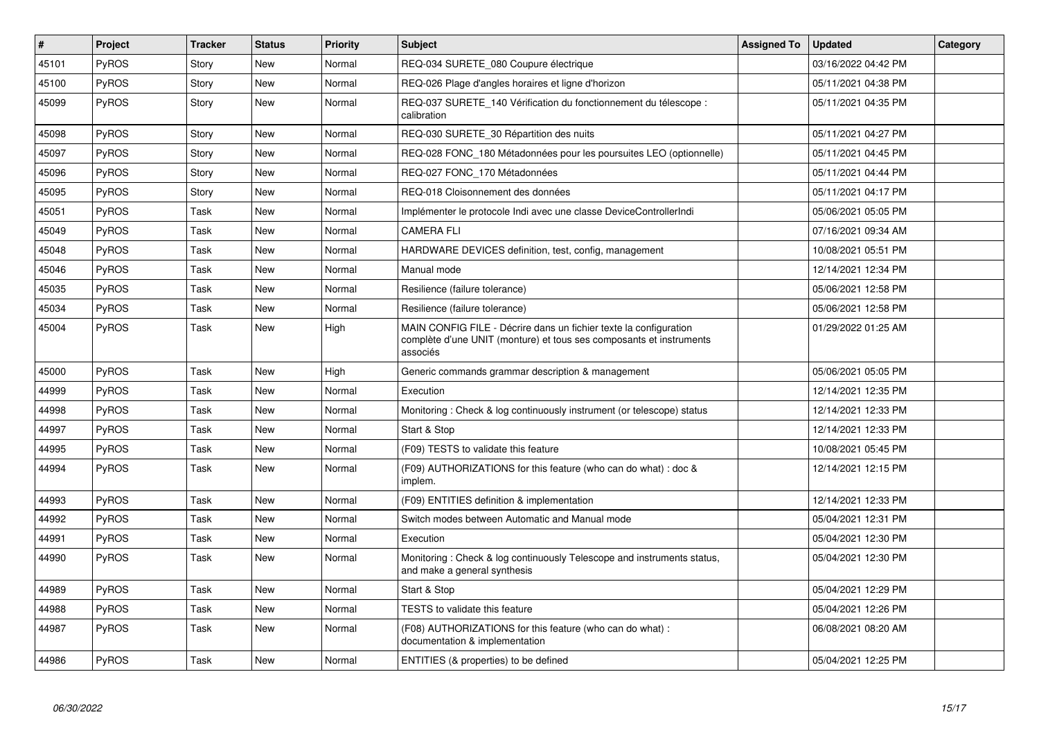| # | Project | Tracker | Status | Priority | Subject | Assigned To | Updated | Category |
|---|---|---|---|---|---|---|---|---|
| 45101 | PyROS | Story | New | Normal | REQ-034 SURETE_080 Coupure électrique | | 03/16/2022 04:42 PM | |
| 45100 | PyROS | Story | New | Normal | REQ-026 Plage d'angles horaires et ligne d'horizon | | 05/11/2021 04:38 PM | |
| 45099 | PyROS | Story | New | Normal | REQ-037 SURETE_140 Vérification du fonctionnement du télescope : calibration | | 05/11/2021 04:35 PM | |
| 45098 | PyROS | Story | New | Normal | REQ-030 SURETE_30 Répartition des nuits | | 05/11/2021 04:27 PM | |
| 45097 | PyROS | Story | New | Normal | REQ-028 FONC_180 Métadonnées pour les poursuites LEO (optionnelle) | | 05/11/2021 04:45 PM | |
| 45096 | PyROS | Story | New | Normal | REQ-027 FONC_170 Métadonnées | | 05/11/2021 04:44 PM | |
| 45095 | PyROS | Story | New | Normal | REQ-018 Cloisonnement des données | | 05/11/2021 04:17 PM | |
| 45051 | PyROS | Task | New | Normal | Implémenter le protocole Indi avec une classe DeviceControllerIndi | | 05/06/2021 05:05 PM | |
| 45049 | PyROS | Task | New | Normal | CAMERA FLI | | 07/16/2021 09:34 AM | |
| 45048 | PyROS | Task | New | Normal | HARDWARE DEVICES definition, test, config, management | | 10/08/2021 05:51 PM | |
| 45046 | PyROS | Task | New | Normal | Manual mode | | 12/14/2021 12:34 PM | |
| 45035 | PyROS | Task | New | Normal | Resilience (failure tolerance) | | 05/06/2021 12:58 PM | |
| 45034 | PyROS | Task | New | Normal | Resilience (failure tolerance) | | 05/06/2021 12:58 PM | |
| 45004 | PyROS | Task | New | High | MAIN CONFIG FILE - Décrire dans un fichier texte la configuration complète d'une UNIT (monture) et tous ses composants et instruments associés | | 01/29/2022 01:25 AM | |
| 45000 | PyROS | Task | New | High | Generic commands grammar description & management | | 05/06/2021 05:05 PM | |
| 44999 | PyROS | Task | New | Normal | Execution | | 12/14/2021 12:35 PM | |
| 44998 | PyROS | Task | New | Normal | Monitoring : Check & log continuously instrument (or telescope) status | | 12/14/2021 12:33 PM | |
| 44997 | PyROS | Task | New | Normal | Start & Stop | | 12/14/2021 12:33 PM | |
| 44995 | PyROS | Task | New | Normal | (F09) TESTS to validate this feature | | 10/08/2021 05:45 PM | |
| 44994 | PyROS | Task | New | Normal | (F09) AUTHORIZATIONS for this feature (who can do what) : doc & implem. | | 12/14/2021 12:15 PM | |
| 44993 | PyROS | Task | New | Normal | (F09) ENTITIES definition & implementation | | 12/14/2021 12:33 PM | |
| 44992 | PyROS | Task | New | Normal | Switch modes between Automatic and Manual mode | | 05/04/2021 12:31 PM | |
| 44991 | PyROS | Task | New | Normal | Execution | | 05/04/2021 12:30 PM | |
| 44990 | PyROS | Task | New | Normal | Monitoring : Check & log continuously Telescope and instruments status, and make a general synthesis | | 05/04/2021 12:30 PM | |
| 44989 | PyROS | Task | New | Normal | Start & Stop | | 05/04/2021 12:29 PM | |
| 44988 | PyROS | Task | New | Normal | TESTS to validate this feature | | 05/04/2021 12:26 PM | |
| 44987 | PyROS | Task | New | Normal | (F08) AUTHORIZATIONS for this feature (who can do what) : documentation & implementation | | 06/08/2021 08:20 AM | |
| 44986 | PyROS | Task | New | Normal | ENTITIES (& properties) to be defined | | 05/04/2021 12:25 PM | |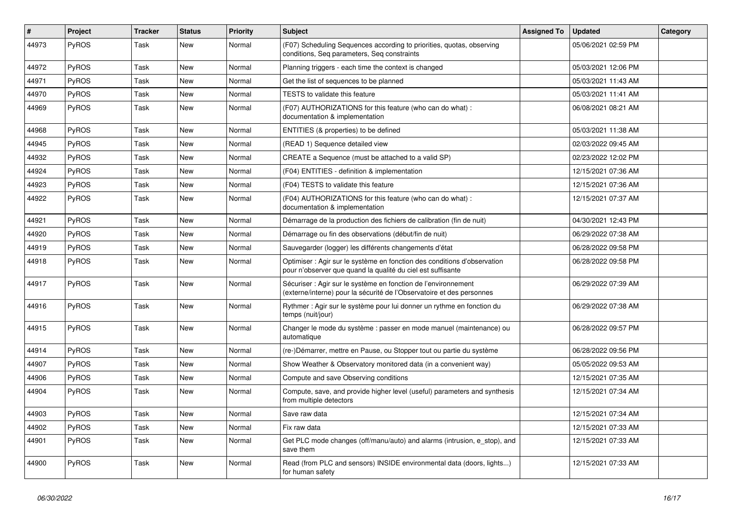| # | Project | Tracker | Status | Priority | Subject | Assigned To | Updated | Category |
|---|---|---|---|---|---|---|---|---|
| 44973 | PyROS | Task | New | Normal | (F07) Scheduling Sequences according to priorities, quotas, observing conditions, Seq parameters, Seq constraints | | 05/06/2021 02:59 PM | |
| 44972 | PyROS | Task | New | Normal | Planning triggers - each time the context is changed | | 05/03/2021 12:06 PM | |
| 44971 | PyROS | Task | New | Normal | Get the list of sequences to be planned | | 05/03/2021 11:43 AM | |
| 44970 | PyROS | Task | New | Normal | TESTS to validate this feature | | 05/03/2021 11:41 AM | |
| 44969 | PyROS | Task | New | Normal | (F07) AUTHORIZATIONS for this feature (who can do what) : documentation & implementation | | 06/08/2021 08:21 AM | |
| 44968 | PyROS | Task | New | Normal | ENTITIES (& properties) to be defined | | 05/03/2021 11:38 AM | |
| 44945 | PyROS | Task | New | Normal | (READ 1) Sequence detailed view | | 02/03/2022 09:45 AM | |
| 44932 | PyROS | Task | New | Normal | CREATE a Sequence (must be attached to a valid SP) | | 02/23/2022 12:02 PM | |
| 44924 | PyROS | Task | New | Normal | (F04) ENTITIES - definition & implementation | | 12/15/2021 07:36 AM | |
| 44923 | PyROS | Task | New | Normal | (F04) TESTS to validate this feature | | 12/15/2021 07:36 AM | |
| 44922 | PyROS | Task | New | Normal | (F04) AUTHORIZATIONS for this feature (who can do what) : documentation & implementation | | 12/15/2021 07:37 AM | |
| 44921 | PyROS | Task | New | Normal | Démarrage de la production des fichiers de calibration (fin de nuit) | | 04/30/2021 12:43 PM | |
| 44920 | PyROS | Task | New | Normal | Démarrage ou fin des observations (début/fin de nuit) | | 06/29/2022 07:38 AM | |
| 44919 | PyROS | Task | New | Normal | Sauvegarder (logger) les différents changements d'état | | 06/28/2022 09:58 PM | |
| 44918 | PyROS | Task | New | Normal | Optimiser : Agir sur le système en fonction des conditions d'observation pour n'observer que quand la qualité du ciel est suffisante | | 06/28/2022 09:58 PM | |
| 44917 | PyROS | Task | New | Normal | Sécuriser : Agir sur le système en fonction de l'environnement (externe/interne) pour la sécurité de l'Observatoire et des personnes | | 06/29/2022 07:39 AM | |
| 44916 | PyROS | Task | New | Normal | Rythmer : Agir sur le système pour lui donner un rythme en fonction du temps (nuit/jour) | | 06/29/2022 07:38 AM | |
| 44915 | PyROS | Task | New | Normal | Changer le mode du système : passer en mode manuel (maintenance) ou automatique | | 06/28/2022 09:57 PM | |
| 44914 | PyROS | Task | New | Normal | (re-)Démarrer, mettre en Pause, ou Stopper tout ou partie du système | | 06/28/2022 09:56 PM | |
| 44907 | PyROS | Task | New | Normal | Show Weather & Observatory monitored data (in a convenient way) | | 05/05/2022 09:53 AM | |
| 44906 | PyROS | Task | New | Normal | Compute and save Observing conditions | | 12/15/2021 07:35 AM | |
| 44904 | PyROS | Task | New | Normal | Compute, save, and provide higher level (useful) parameters and synthesis from multiple detectors | | 12/15/2021 07:34 AM | |
| 44903 | PyROS | Task | New | Normal | Save raw data | | 12/15/2021 07:34 AM | |
| 44902 | PyROS | Task | New | Normal | Fix raw data | | 12/15/2021 07:33 AM | |
| 44901 | PyROS | Task | New | Normal | Get PLC mode changes (off/manu/auto) and alarms (intrusion, e_stop), and save them | | 12/15/2021 07:33 AM | |
| 44900 | PyROS | Task | New | Normal | Read (from PLC and sensors) INSIDE environmental data (doors, lights...) for human safety | | 12/15/2021 07:33 AM | |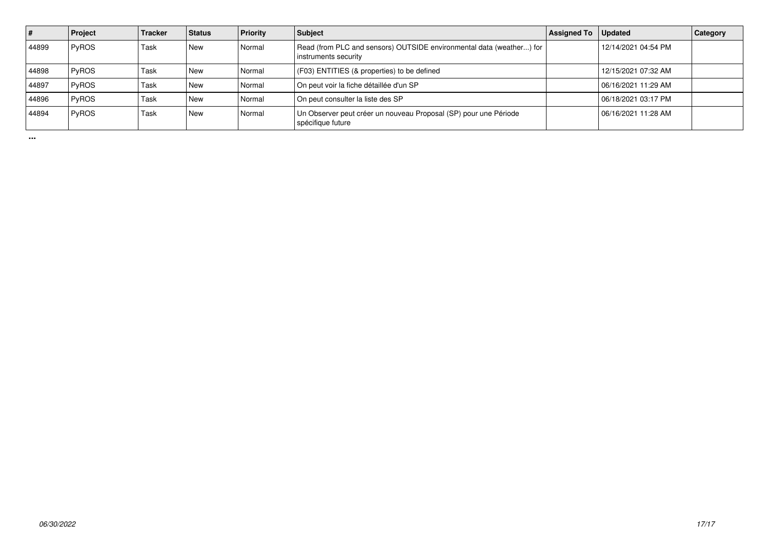| # | Project | Tracker | Status | Priority | Subject | Assigned To | Updated | Category |
|---|---|---|---|---|---|---|---|---|
| 44899 | PyROS | Task | New | Normal | Read (from PLC and sensors) OUTSIDE environmental data (weather...) for instruments security | | 12/14/2021 04:54 PM | |
| 44898 | PyROS | Task | New | Normal | (F03) ENTITIES (& properties) to be defined | | 12/15/2021 07:32 AM | |
| 44897 | PyROS | Task | New | Normal | On peut voir la fiche détaillée d'un SP | | 06/16/2021 11:29 AM | |
| 44896 | PyROS | Task | New | Normal | On peut consulter la liste des SP | | 06/18/2021 03:17 PM | |
| 44894 | PyROS | Task | New | Normal | Un Observer peut créer un nouveau Proposal (SP) pour une Période spécifique future | | 06/16/2021 11:28 AM | |

**...**